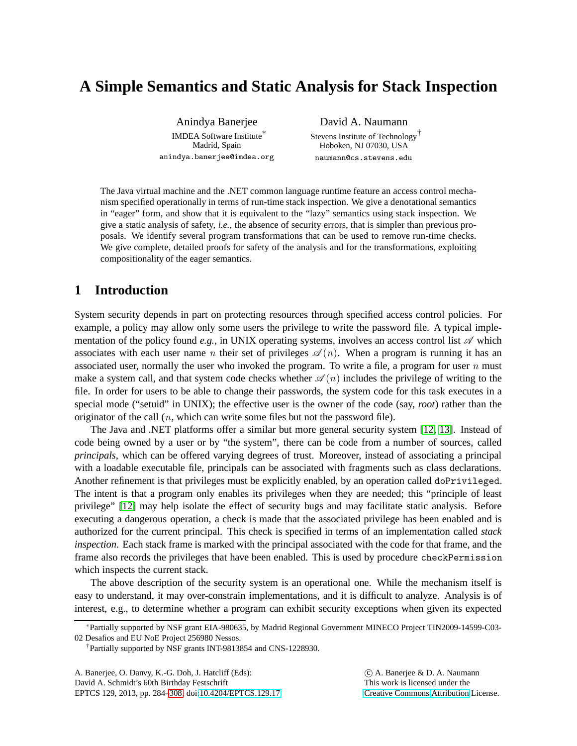# A Simple Semantics and Static Analysis for Stack Inspection

Anindya Banerjee
IMDEA Software Institute*
Madrid, Spain
anindya.banerjee@imdea.org

David A. Naumann
Stevens Institute of Technology†
Hoboken, NJ 07030, USA
naumann@cs.stevens.edu

The Java virtual machine and the .NET common language runtime feature an access control mechanism specified operationally in terms of run-time stack inspection. We give a denotational semantics in "eager" form, and show that it is equivalent to the "lazy" semantics using stack inspection. We give a static analysis of safety, *i.e.*, the absence of security errors, that is simpler than previous proposals. We identify several program transformations that can be used to remove run-time checks. We give complete, detailed proofs for safety of the analysis and for the transformations, exploiting compositionality of the eager semantics.

## 1 Introduction

System security depends in part on protecting resources through specified access control policies. For example, a policy may allow only some users the privilege to write the password file. A typical implementation of the policy found *e.g.*, in UNIX operating systems, involves an access control list $\mathscr{A}$ which associates with each user name $n$ their set of privileges $\mathscr{A}(n)$. When a program is running it has an associated user, normally the user who invoked the program. To write a file, a program for user $n$ must make a system call, and that system code checks whether $\mathscr{A}(n)$ includes the privilege of writing to the file. In order for users to be able to change their passwords, the system code for this task executes in a special mode ("setuid" in UNIX); the effective user is the owner of the code (say, *root*) rather than the originator of the call ($n$, which can write some files but not the password file).

The Java and .NET platforms offer a similar but more general security system [12, 13]. Instead of code being owned by a user or by "the system", there can be code from a number of sources, called *principals*, which can be offered varying degrees of trust. Moreover, instead of associating a principal with a loadable executable file, principals can be associated with fragments such as class declarations. Another refinement is that privileges must be explicitly enabled, by an operation called `doPrivileged`. The intent is that a program only enables its privileges when they are needed; this "principle of least privilege" [12] may help isolate the effect of security bugs and may facilitate static analysis. Before executing a dangerous operation, a check is made that the associated privilege has been enabled and is authorized for the current principal. This check is specified in terms of an implementation called *stack inspection*. Each stack frame is marked with the principal associated with the code for that frame, and the frame also records the privileges that have been enabled. This is used by procedure `checkPermission` which inspects the current stack.

The above description of the security system is an operational one. While the mechanism itself is easy to understand, it may over-constrain implementations, and it is difficult to analyze. Analysis is of interest, e.g., to determine whether a program can exhibit security exceptions when given its expected

*Partially supported by NSF grant EIA-980635, by Madrid Regional Government MINECO Project TIN2009-14599-C03-02 Desafios and EU NoE Project 256980 Nessos.

†Partially supported by NSF grants INT-9813854 and CNS-1228930.

A. Banerjee, O. Danvy, K.-G. Doh, J. Hatcliff (Eds): David A. Schmidt's 60th Birthday Festschrift
EPTCS 129, 2013, pp. 284–308, doi:10.4204/EPTCS.129.17

© A. Banerjee & D. A. Naumann
This work is licensed under the Creative Commons Attribution License.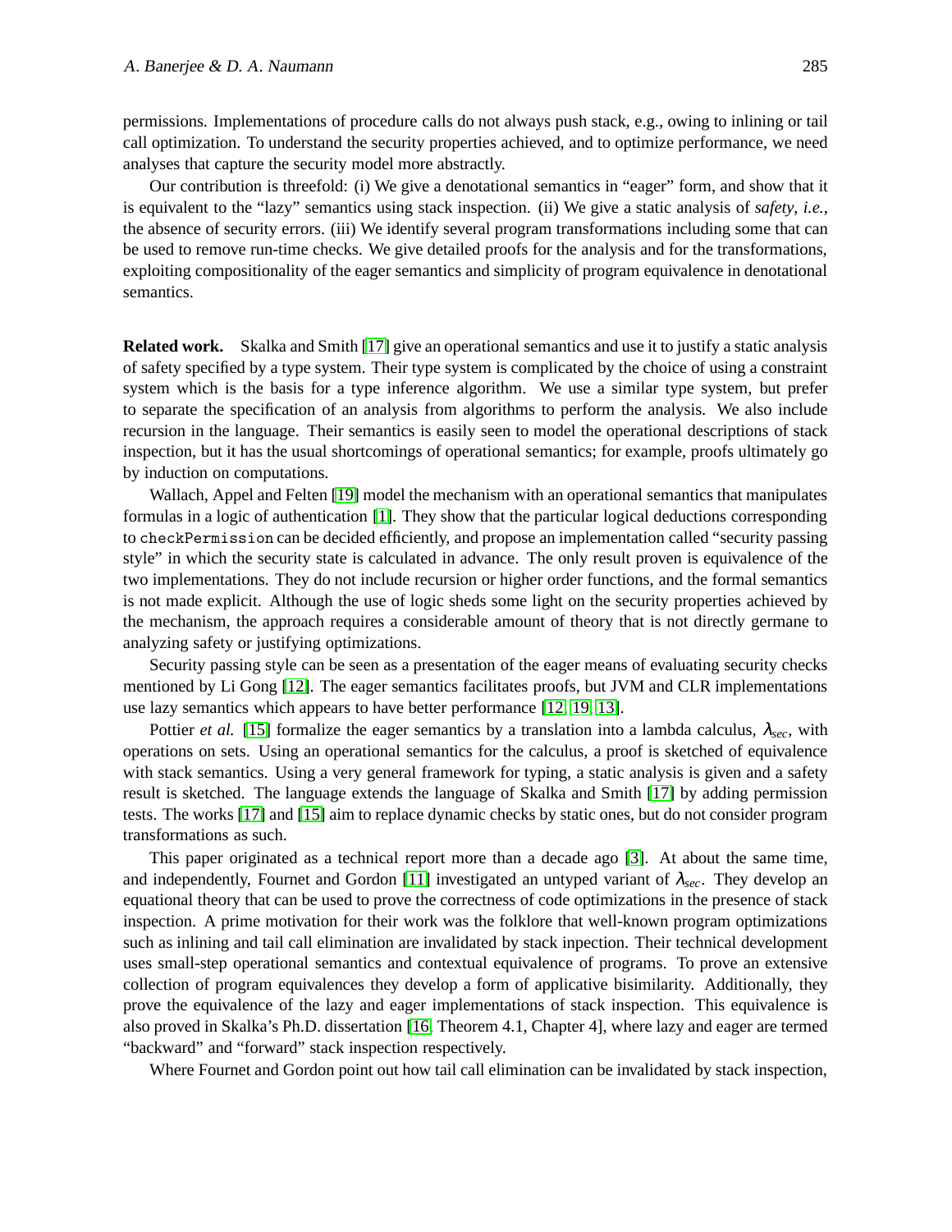permissions. Implementations of procedure calls do not always push stack, e.g., owing to inlining or tail call optimization. To understand the security properties achieved, and to optimize performance, we need analyses that capture the security model more abstractly.

Our contribution is threefold: (i) We give a denotational semantics in "eager" form, and show that it is equivalent to the "lazy" semantics using stack inspection. (ii) We give a static analysis of *safety*, *i.e.*, the absence of security errors. (iii) We identify several program transformations including some that can be used to remove run-time checks. We give detailed proofs for the analysis and for the transformations, exploiting compositionality of the eager semantics and simplicity of program equivalence in denotational semantics.

**Related work.** Skalka and Smith [17] give an operational semantics and use it to justify a static analysis of safety specified by a type system. Their type system is complicated by the choice of using a constraint system which is the basis for a type inference algorithm. We use a similar type system, but prefer to separate the specification of an analysis from algorithms to perform the analysis. We also include recursion in the language. Their semantics is easily seen to model the operational descriptions of stack inspection, but it has the usual shortcomings of operational semantics; for example, proofs ultimately go by induction on computations.

Wallach, Appel and Felten [19] model the mechanism with an operational semantics that manipulates formulas in a logic of authentication [1]. They show that the particular logical deductions corresponding to `checkPermission` can be decided efficiently, and propose an implementation called "security passing style" in which the security state is calculated in advance. The only result proven is equivalence of the two implementations. They do not include recursion or higher order functions, and the formal semantics is not made explicit. Although the use of logic sheds some light on the security properties achieved by the mechanism, the approach requires a considerable amount of theory that is not directly germane to analyzing safety or justifying optimizations.

Security passing style can be seen as a presentation of the eager means of evaluating security checks mentioned by Li Gong [12]. The eager semantics facilitates proofs, but JVM and CLR implementations use lazy semantics which appears to have better performance [12, 19, 13].

Pottier *et al.* [15] formalize the eager semantics by a translation into a lambda calculus, $\lambda_{sec}$, with operations on sets. Using an operational semantics for the calculus, a proof is sketched of equivalence with stack semantics. Using a very general framework for typing, a static analysis is given and a safety result is sketched. The language extends the language of Skalka and Smith [17] by adding permission tests. The works [17] and [15] aim to replace dynamic checks by static ones, but do not consider program transformations as such.

This paper originated as a technical report more than a decade ago [3]. At about the same time, and independently, Fournet and Gordon [11] investigated an untyped variant of $\lambda_{sec}$. They develop an equational theory that can be used to prove the correctness of code optimizations in the presence of stack inspection. A prime motivation for their work was the folklore that well-known program optimizations such as inlining and tail call elimination are invalidated by stack inpection. Their technical development uses small-step operational semantics and contextual equivalence of programs. To prove an extensive collection of program equivalences they develop a form of applicative bisimilarity. Additionally, they prove the equivalence of the lazy and eager implementations of stack inspection. This equivalence is also proved in Skalka's Ph.D. dissertation [16, Theorem 4.1, Chapter 4], where lazy and eager are termed "backward" and "forward" stack inspection respectively.

Where Fournet and Gordon point out how tail call elimination can be invalidated by stack inspection,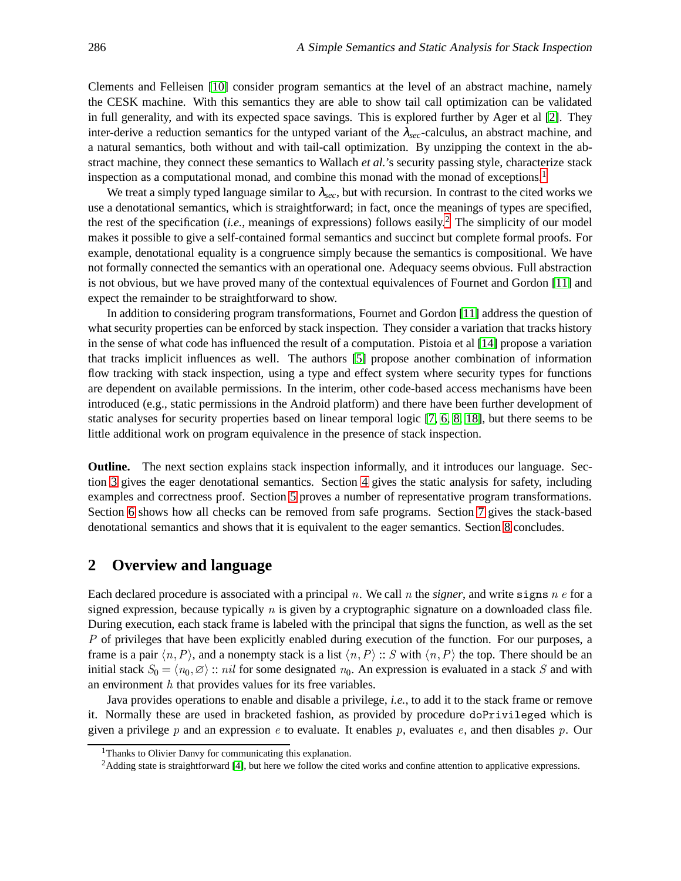Clements and Felleisen [10] consider program semantics at the level of an abstract machine, namely the CESK machine. With this semantics they are able to show tail call optimization can be validated in full generality, and with its expected space savings. This is explored further by Ager et al [2]. They inter-derive a reduction semantics for the untyped variant of the $\lambda_{sec}$-calculus, an abstract machine, and a natural semantics, both without and with tail-call optimization. By unzipping the context in the abstract machine, they connect these semantics to Wallach *et al.*'s security passing style, characterize stack inspection as a computational monad, and combine this monad with the monad of exceptions.[1]

We treat a simply typed language similar to $\lambda_{sec}$, but with recursion. In contrast to the cited works we use a denotational semantics, which is straightforward; in fact, once the meanings of types are specified, the rest of the specification (*i.e.*, meanings of expressions) follows easily.[2] The simplicity of our model makes it possible to give a self-contained formal semantics and succinct but complete formal proofs. For example, denotational equality is a congruence simply because the semantics is compositional. We have not formally connected the semantics with an operational one. Adequacy seems obvious. Full abstraction is not obvious, but we have proved many of the contextual equivalences of Fournet and Gordon [11] and expect the remainder to be straightforward to show.

In addition to considering program transformations, Fournet and Gordon [11] address the question of what security properties can be enforced by stack inspection. They consider a variation that tracks history in the sense of what code has influenced the result of a computation. Pistoia et al [14] propose a variation that tracks implicit influences as well. The authors [5] propose another combination of information flow tracking with stack inspection, using a type and effect system where security types for functions are dependent on available permissions. In the interim, other code-based access mechanisms have been introduced (e.g., static permissions in the Android platform) and there have been further development of static analyses for security properties based on linear temporal logic [7, 6, 8, 18], but there seems to be little additional work on program equivalence in the presence of stack inspection.

**Outline.** The next section explains stack inspection informally, and it introduces our language. Section 3 gives the eager denotational semantics. Section 4 gives the static analysis for safety, including examples and correctness proof. Section 5 proves a number of representative program transformations. Section 6 shows how all checks can be removed from safe programs. Section 7 gives the stack-based denotational semantics and shows that it is equivalent to the eager semantics. Section 8 concludes.

## 2 Overview and language

Each declared procedure is associated with a principal $n$. We call $n$ the *signer*, and write `signs` $n$ $e$ for a signed expression, because typically $n$ is given by a cryptographic signature on a downloaded class file. During execution, each stack frame is labeled with the principal that signs the function, as well as the set $P$ of privileges that have been explicitly enabled during execution of the function. For our purposes, a frame is a pair $\langle n, P\rangle$, and a nonempty stack is a list $\langle n, P\rangle :: S$ with $\langle n, P\rangle$ the top. There should be an initial stack $S_0 = \langle n_0, \varnothing\rangle :: nil$ for some designated $n_0$. An expression is evaluated in a stack $S$ and with an environment $h$ that provides values for its free variables.

Java provides operations to enable and disable a privilege, *i.e.*, to add it to the stack frame or remove it. Normally these are used in bracketed fashion, as provided by procedure `doPrivileged` which is given a privilege $p$ and an expression $e$ to evaluate. It enables $p$, evaluates $e$, and then disables $p$. Our

[1] Thanks to Olivier Danvy for communicating this explanation.

[2] Adding state is straightforward [4], but here we follow the cited works and confine attention to applicative expressions.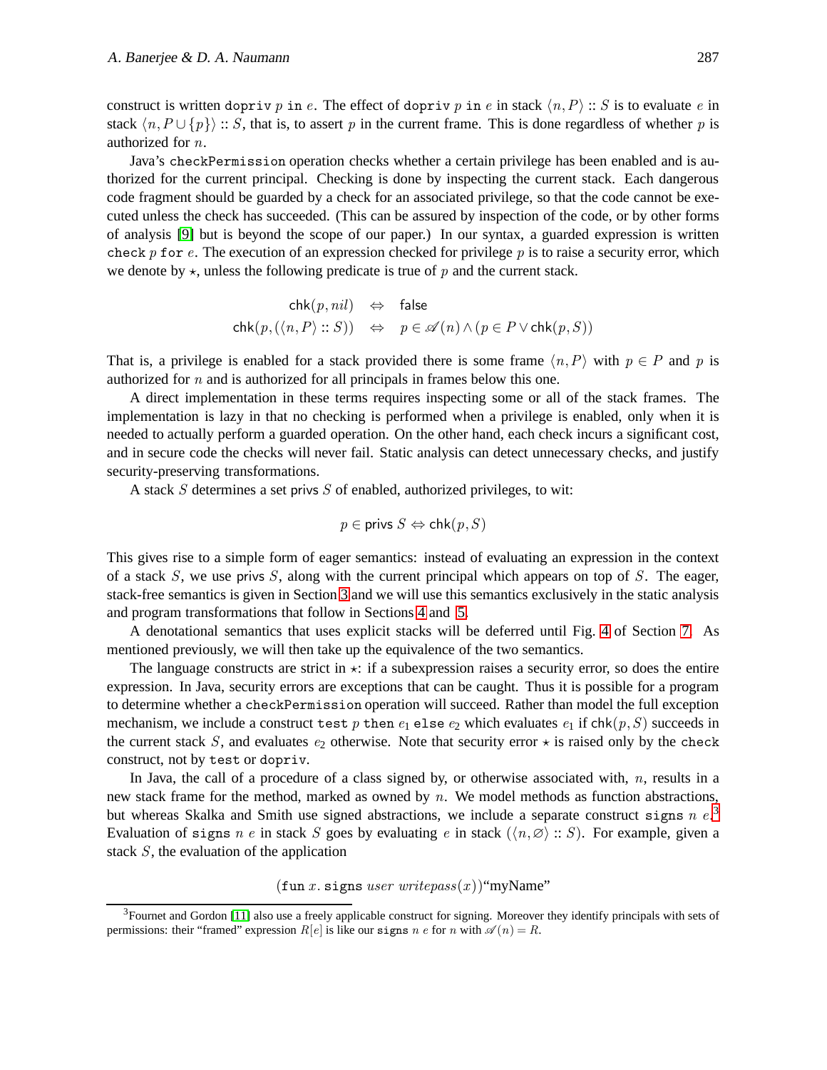construct is written `dopriv` $p$ `in` $e$. The effect of `dopriv` $p$ `in` $e$ in stack $\langle n, P\rangle :: S$ is to evaluate $e$ in stack $\langle n, P \cup \{p\}\rangle :: S$, that is, to assert $p$ in the current frame. This is done regardless of whether $p$ is authorized for $n$.

Java's `checkPermission` operation checks whether a certain privilege has been enabled and is authorized for the current principal. Checking is done by inspecting the current stack. Each dangerous code fragment should be guarded by a check for an associated privilege, so that the code cannot be executed unless the check has succeeded. (This can be assured by inspection of the code, or by other forms of analysis [9] but is beyond the scope of our paper.) In our syntax, a guarded expression is written `check` $p$ `for` $e$. The execution of an expression checked for privilege $p$ is to raise a security error, which we denote by $\star$, unless the following predicate is true of $p$ and the current stack.

$$
\begin{aligned}
\mathsf{chk}(p, nil) \quad &\Leftrightarrow \quad \mathsf{false} \\
\mathsf{chk}(p, (\langle n, P\rangle :: S)) \quad &\Leftrightarrow \quad p \in \mathscr{A}(n) \wedge (p \in P \vee \mathsf{chk}(p, S))
\end{aligned}
$$

That is, a privilege is enabled for a stack provided there is some frame $\langle n, P\rangle$ with $p \in P$ and $p$ is authorized for $n$ and is authorized for all principals in frames below this one.

A direct implementation in these terms requires inspecting some or all of the stack frames. The implementation is lazy in that no checking is performed when a privilege is enabled, only when it is needed to actually perform a guarded operation. On the other hand, each check incurs a significant cost, and in secure code the checks will never fail. Static analysis can detect unnecessary checks, and justify security-preserving transformations.

A stack $S$ determines a set privs $S$ of enabled, authorized privileges, to wit:

$$
p \in \mathsf{privs}\ S \Leftrightarrow \mathsf{chk}(p, S)
$$

This gives rise to a simple form of eager semantics: instead of evaluating an expression in the context of a stack $S$, we use privs $S$, along with the current principal which appears on top of $S$. The eager, stack-free semantics is given in Section 3 and we will use this semantics exclusively in the static analysis and program transformations that follow in Sections 4 and 5.

A denotational semantics that uses explicit stacks will be deferred until Fig. 4 of Section 7. As mentioned previously, we will then take up the equivalence of the two semantics.

The language constructs are strict in $\star$: if a subexpression raises a security error, so does the entire expression. In Java, security errors are exceptions that can be caught. Thus it is possible for a program to determine whether a `checkPermission` operation will succeed. Rather than model the full exception mechanism, we include a construct `test` $p$ `then` $e_1$ `else` $e_2$ which evaluates $e_1$ if $\mathsf{chk}(p, S)$ succeeds in the current stack $S$, and evaluates $e_2$ otherwise. Note that security error $\star$ is raised only by the `check` construct, not by `test` or `dopriv`.

In Java, the call of a procedure of a class signed by, or otherwise associated with, $n$, results in a new stack frame for the method, marked as owned by $n$. We model methods as function abstractions, but whereas Skalka and Smith use signed abstractions, we include a separate construct `signs` $n$ $e$.[3] Evaluation of `signs` $n$ $e$ in stack $S$ goes by evaluating $e$ in stack $(\langle n, \varnothing\rangle :: S)$. For example, given a stack $S$, the evaluation of the application

$$
(\texttt{fun}\ x.\ \texttt{signs}\ \mathit{user}\ \mathit{writepass}(x))\text{“myName”}
$$

[3] Fournet and Gordon [11] also use a freely applicable construct for signing. Moreover they identify principals with sets of permissions: their "framed" expression $R[e]$ is like our `signs` $n$ $e$ for $n$ with $\mathscr{A}(n) = R$.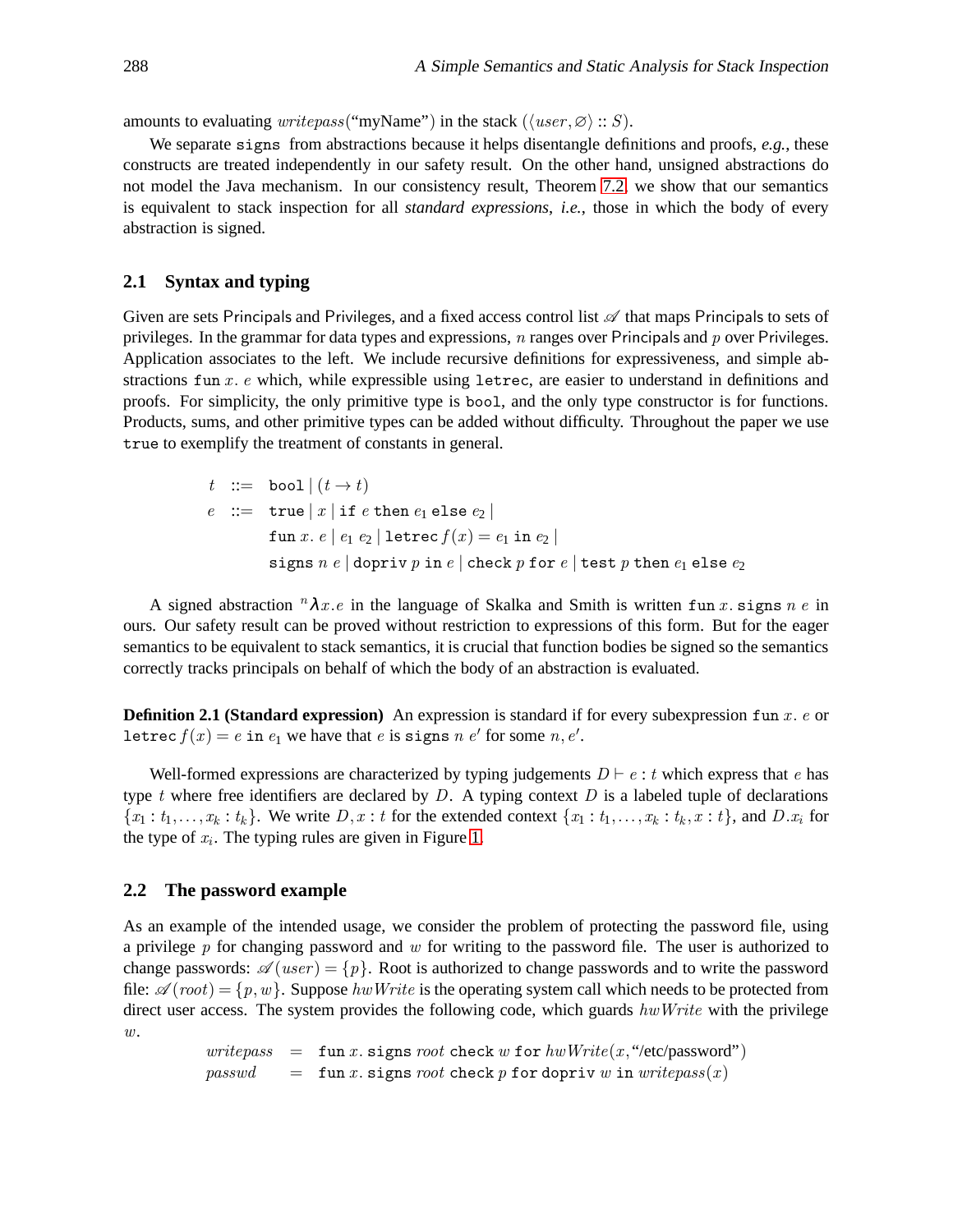amounts to evaluating $\mathit{writepass}$("myName") in the stack $(\langle \mathit{user}, \varnothing \rangle :: S)$.

We separate `signs` from abstractions because it helps disentangle definitions and proofs, *e.g.*, these constructs are treated independently in our safety result. On the other hand, unsigned abstractions do not model the Java mechanism. In our consistency result, Theorem 7.2, we show that our semantics is equivalent to stack inspection for all *standard expressions*, *i.e.*, those in which the body of every abstraction is signed.

### 2.1 Syntax and typing

Given are sets Principals and Privileges, and a fixed access control list $\mathscr{A}$ that maps Principals to sets of privileges. In the grammar for data types and expressions, $n$ ranges over Principals and $p$ over Privileges. Application associates to the left. We include recursive definitions for expressiveness, and simple abstractions $\texttt{fun}\ x.\ e$ which, while expressible using `letrec`, are easier to understand in definitions and proofs. For simplicity, the only primitive type is `bool`, and the only type constructor is for functions. Products, sums, and other primitive types can be added without difficulty. Throughout the paper we use `true` to exemplify the treatment of constants in general.

$$
\begin{array}{rcl}
t & ::= & \texttt{bool} \mid (t \to t) \\
e & ::= & \texttt{true} \mid x \mid \texttt{if}\ e\ \texttt{then}\ e_1\ \texttt{else}\ e_2 \mid \\
 & & \texttt{fun}\ x.\ e \mid e_1\ e_2 \mid \texttt{letrec}\ f(x) = e_1\ \texttt{in}\ e_2 \mid \\
 & & \texttt{signs}\ n\ e \mid \texttt{dopriv}\ p\ \texttt{in}\ e \mid \texttt{check}\ p\ \texttt{for}\ e \mid \texttt{test}\ p\ \texttt{then}\ e_1\ \texttt{else}\ e_2
\end{array}
$$

A signed abstraction ${}^{n}\lambda x.e$ in the language of Skalka and Smith is written $\texttt{fun}\ x.\ \texttt{signs}\ n\ e$ in ours. Our safety result can be proved without restriction to expressions of this form. But for the eager semantics to be equivalent to stack semantics, it is crucial that function bodies be signed so the semantics correctly tracks principals on behalf of which the body of an abstraction is evaluated.

**Definition 2.1 (Standard expression)** An expression is standard if for every subexpression $\texttt{fun}\ x.\ e$ or $\texttt{letrec}\ f(x) = e\ \texttt{in}\ e_1$ we have that $e$ is $\texttt{signs}\ n\ e'$ for some $n, e'$.

Well-formed expressions are characterized by typing judgements $D \vdash e : t$ which express that $e$ has type $t$ where free identifiers are declared by $D$. A typing context $D$ is a labeled tuple of declarations $\{x_1 : t_1, \ldots, x_k : t_k\}$. We write $D, x : t$ for the extended context $\{x_1 : t_1, \ldots, x_k : t_k, x : t\}$, and $D.x_i$ for the type of $x_i$. The typing rules are given in Figure 1.

### 2.2 The password example

As an example of the intended usage, we consider the problem of protecting the password file, using a privilege $p$ for changing password and $w$ for writing to the password file. The user is authorized to change passwords: $\mathscr{A}(\mathit{user}) = \{p\}$. Root is authorized to change passwords and to write the password file: $\mathscr{A}(\mathit{root}) = \{p, w\}$. Suppose $\mathit{hwWrite}$ is the operating system call which needs to be protected from direct user access. The system provides the following code, which guards $\mathit{hwWrite}$ with the privilege $w$.

$$
\begin{array}{rcl}
\mathit{writepass} & = & \texttt{fun}\ x.\ \texttt{signs}\ \mathit{root}\ \texttt{check}\ w\ \texttt{for}\ \mathit{hwWrite}(x, \text{"/etc/password"}) \\
\mathit{passwd} & = & \texttt{fun}\ x.\ \texttt{signs}\ \mathit{root}\ \texttt{check}\ p\ \texttt{for}\ \texttt{dopriv}\ w\ \texttt{in}\ \mathit{writepass}(x)
\end{array}
$$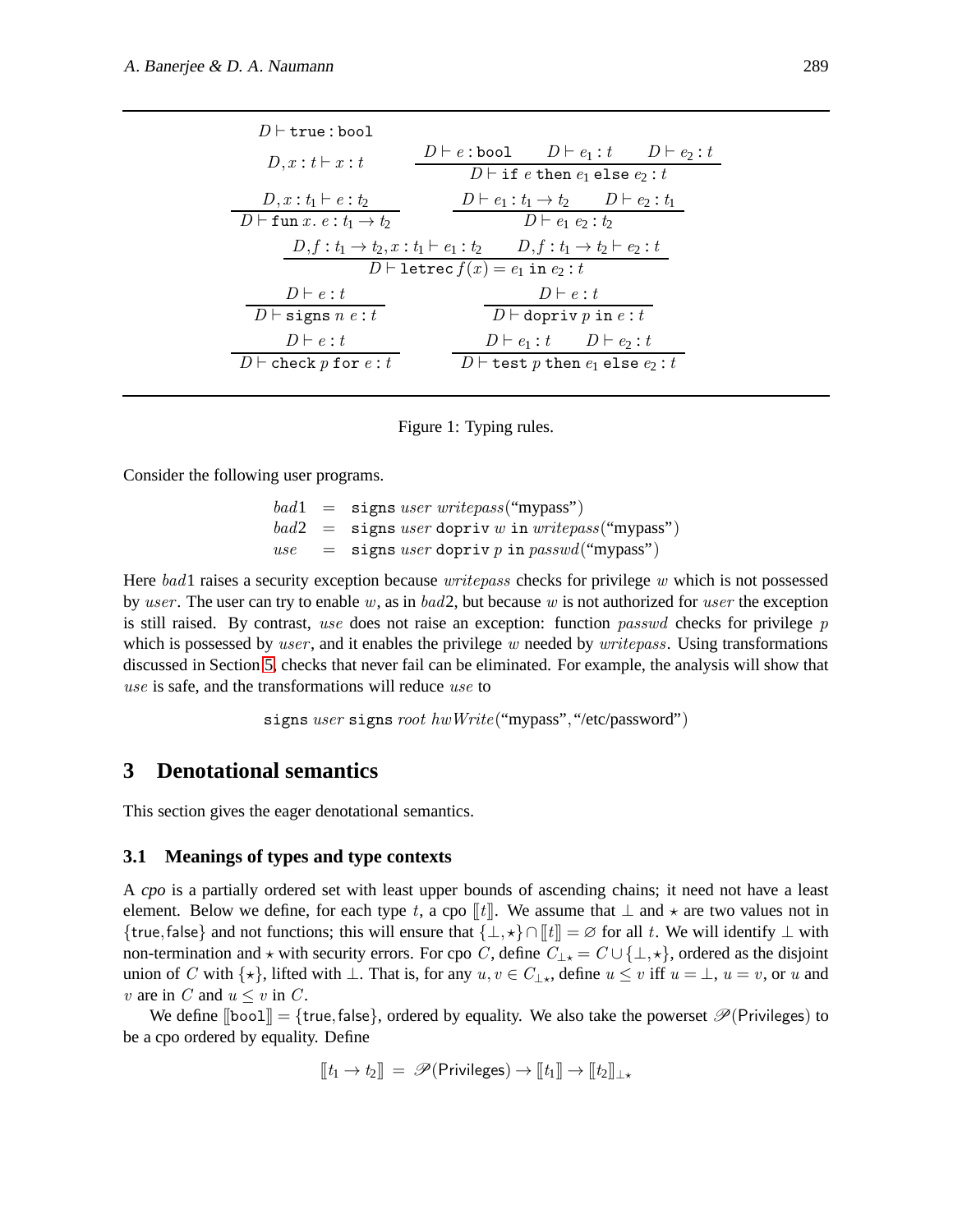$$D \vdash \texttt{true} : \texttt{bool}$$

$$D, x : t \vdash x : t \qquad \frac{D \vdash e : \texttt{bool} \qquad D \vdash e_1 : t \qquad D \vdash e_2 : t}{D \vdash \texttt{if}\ e\ \texttt{then}\ e_1\ \texttt{else}\ e_2 : t}$$

$$\frac{D, x : t_1 \vdash e : t_2}{D \vdash \texttt{fun}\ x.\ e : t_1 \to t_2} \qquad \frac{D \vdash e_1 : t_1 \to t_2 \qquad D \vdash e_2 : t_1}{D \vdash e_1\ e_2 : t_2}$$

$$\frac{D, f : t_1 \to t_2, x : t_1 \vdash e_1 : t_2 \qquad D, f : t_1 \to t_2 \vdash e_2 : t}{D \vdash \texttt{letrec}\ f(x) = e_1\ \texttt{in}\ e_2 : t}$$

$$\frac{D \vdash e : t}{D \vdash \texttt{signs}\ n\ e : t} \qquad \frac{D \vdash e : t}{D \vdash \texttt{dopriv}\ p\ \texttt{in}\ e : t}$$

$$\frac{D \vdash e : t}{D \vdash \texttt{check}\ p\ \texttt{for}\ e : t} \qquad \frac{D \vdash e_1 : t \qquad D \vdash e_2 : t}{D \vdash \texttt{test}\ p\ \texttt{then}\ e_1\ \texttt{else}\ e_2 : t}$$

Figure 1: Typing rules.

Consider the following user programs.

$$\begin{array}{lcl} bad1 & = & \texttt{signs}\ user\ writepass(\text{“mypass”}) \\ bad2 & = & \texttt{signs}\ user\ \texttt{dopriv}\ w\ \texttt{in}\ writepass(\text{“mypass”}) \\ use & = & \texttt{signs}\ user\ \texttt{dopriv}\ p\ \texttt{in}\ passwd(\text{“mypass”}) \end{array}$$

Here $bad1$ raises a security exception because $writepass$ checks for privilege $w$ which is not possessed by $user$. The user can try to enable $w$, as in $bad2$, but because $w$ is not authorized for $user$ the exception is still raised. By contrast, $use$ does not raise an exception: function $passwd$ checks for privilege $p$ which is possessed by $user$, and it enables the privilege $w$ needed by $writepass$. Using transformations discussed in Section 5, checks that never fail can be eliminated. For example, the analysis will show that $use$ is safe, and the transformations will reduce $use$ to

$$\texttt{signs}\ user\ \texttt{signs}\ root\ hwWrite(\text{“mypass”}, \text{“/etc/password”})$$

## 3 Denotational semantics

This section gives the eager denotational semantics.

### 3.1 Meanings of types and type contexts

A *cpo* is a partially ordered set with least upper bounds of ascending chains; it need not have a least element. Below we define, for each type $t$, a cpo $[\![t]\!]$. We assume that $\bot$ and $\star$ are two values not in $\{\mathsf{true}, \mathsf{false}\}$ and not functions; this will ensure that $\{\bot, \star\} \cap [\![t]\!] = \varnothing$ for all $t$. We will identify $\bot$ with non-termination and $\star$ with security errors. For cpo $C$, define $C_{\bot\star} = C \cup \{\bot, \star\}$, ordered as the disjoint union of $C$ with $\{\star\}$, lifted with $\bot$. That is, for any $u, v \in C_{\bot\star}$, define $u \leq v$ iff $u = \bot$, $u = v$, or $u$ and $v$ are in $C$ and $u \leq v$ in $C$.

We define $[\![\texttt{bool}]\!] = \{\mathsf{true}, \mathsf{false}\}$, ordered by equality. We also take the powerset $\mathscr{P}(\mathsf{Privileges})$ to be a cpo ordered by equality. Define

$$[\![t_1 \to t_2]\!] = \mathscr{P}(\mathsf{Privileges}) \to [\![t_1]\!] \to [\![t_2]\!]_{\bot\star}$$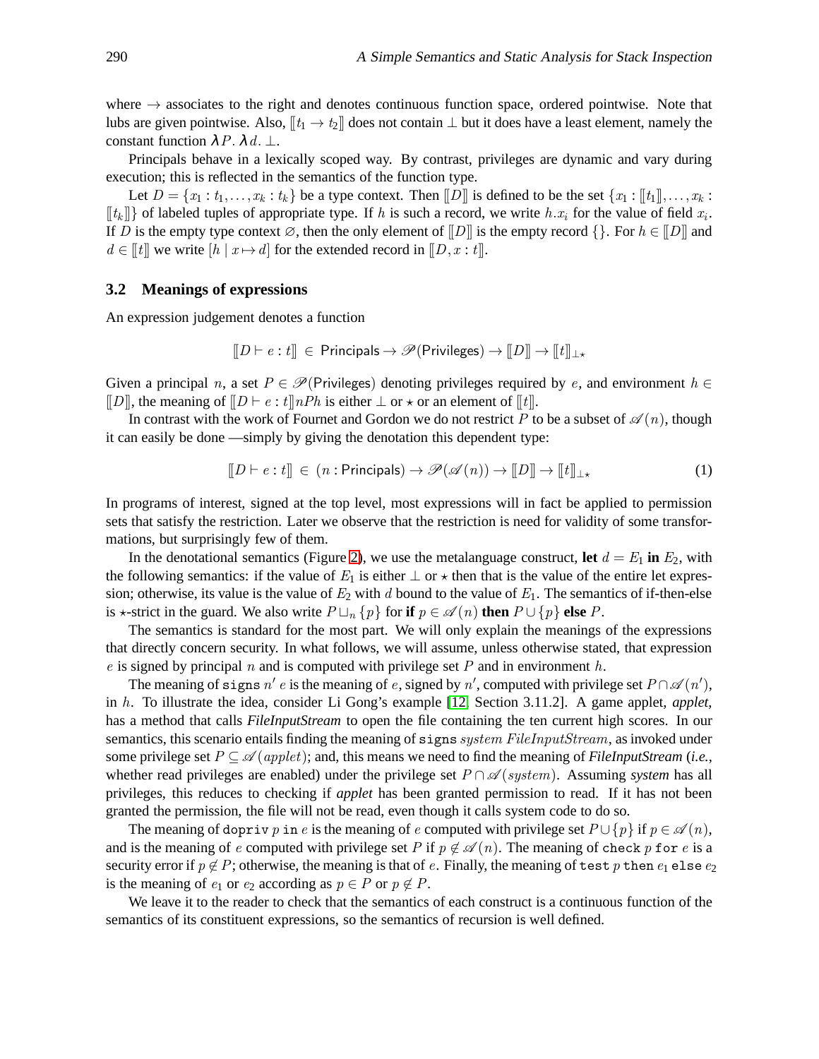where $\to$ associates to the right and denotes continuous function space, ordered pointwise. Note that lubs are given pointwise. Also, $[\![t_1 \to t_2]\!]$ does not contain $\bot$ but it does have a least element, namely the constant function $\lambda P.\, \lambda d.\, \bot$.

Principals behave in a lexically scoped way. By contrast, privileges are dynamic and vary during execution; this is reflected in the semantics of the function type.

Let $D = \{x_1 : t_1, \ldots, x_k : t_k\}$ be a type context. Then $[\![D]\!]$ is defined to be the set $\{x_1 : [\![t_1]\!], \ldots, x_k : [\![t_k]\!]\}$ of labeled tuples of appropriate type. If $h$ is such a record, we write $h.x_i$ for the value of field $x_i$. If $D$ is the empty type context $\varnothing$, then the only element of $[\![D]\!]$ is the empty record $\{\}$. For $h \in [\![D]\!]$ and $d \in [\![t]\!]$ we write $[h \mid x \mapsto d]$ for the extended record in $[\![D, x : t]\!]$.

### 3.2 Meanings of expressions

An expression judgement denotes a function

$$[\![D \vdash e : t]\!] \;\in\; \mathsf{Principals} \to \mathscr{P}(\mathsf{Privileges}) \to [\![D]\!] \to [\![t]\!]_{\bot\star}$$

Given a principal $n$, a set $P \in \mathscr{P}(\mathsf{Privileges})$ denoting privileges required by $e$, and environment $h \in [\![D]\!]$, the meaning of $[\![D \vdash e : t]\!]nPh$ is either $\bot$ or $\star$ or an element of $[\![t]\!]$.

In contrast with the work of Fournet and Gordon we do not restrict $P$ to be a subset of $\mathscr{A}(n)$, though it can easily be done —simply by giving the denotation this dependent type:

$$[\![D \vdash e : t]\!] \;\in\; (n : \mathsf{Principals}) \to \mathscr{P}(\mathscr{A}(n)) \to [\![D]\!] \to [\![t]\!]_{\bot\star} \tag{1}$$

In programs of interest, signed at the top level, most expressions will in fact be applied to permission sets that satisfy the restriction. Later we observe that the restriction is need for validity of some transformations, but surprisingly few of them.

In the denotational semantics (Figure 2), we use the metalanguage construct, **let** $d = E_1$ **in** $E_2$, with the following semantics: if the value of $E_1$ is either $\bot$ or $\star$ then that is the value of the entire let expression; otherwise, its value is the value of $E_2$ with $d$ bound to the value of $E_1$. The semantics of if-then-else is $\star$-strict in the guard. We also write $P \sqcup_n \{p\}$ for **if** $p \in \mathscr{A}(n)$ **then** $P \cup \{p\}$ **else** $P$.

The semantics is standard for the most part. We will only explain the meanings of the expressions that directly concern security. In what follows, we will assume, unless otherwise stated, that expression $e$ is signed by principal $n$ and is computed with privilege set $P$ and in environment $h$.

The meaning of `signs` $n'$ $e$ is the meaning of $e$, signed by $n'$, computed with privilege set $P \cap \mathscr{A}(n')$, in $h$. To illustrate the idea, consider Li Gong's example [12, Section 3.11.2]. A game applet, *applet*, has a method that calls *FileInputStream* to open the file containing the ten current high scores. In our semantics, this scenario entails finding the meaning of `signs` $system\ FileInputStream$, as invoked under some privilege set $P \subseteq \mathscr{A}(applet)$; and, this means we need to find the meaning of *FileInputStream* (*i.e.*, whether read privileges are enabled) under the privilege set $P \cap \mathscr{A}(system)$. Assuming *system* has all privileges, this reduces to checking if *applet* has been granted permission to read. If it has not been granted the permission, the file will not be read, even though it calls system code to do so.

The meaning of `dopriv` $p$ `in` $e$ is the meaning of $e$ computed with privilege set $P \cup \{p\}$ if $p \in \mathscr{A}(n)$, and is the meaning of $e$ computed with privilege set $P$ if $p \notin \mathscr{A}(n)$. The meaning of `check` $p$ `for` $e$ is a security error if $p \notin P$; otherwise, the meaning is that of $e$. Finally, the meaning of `test` $p$ `then` $e_1$ `else` $e_2$ is the meaning of $e_1$ or $e_2$ according as $p \in P$ or $p \notin P$.

We leave it to the reader to check that the semantics of each construct is a continuous function of the semantics of its constituent expressions, so the semantics of recursion is well defined.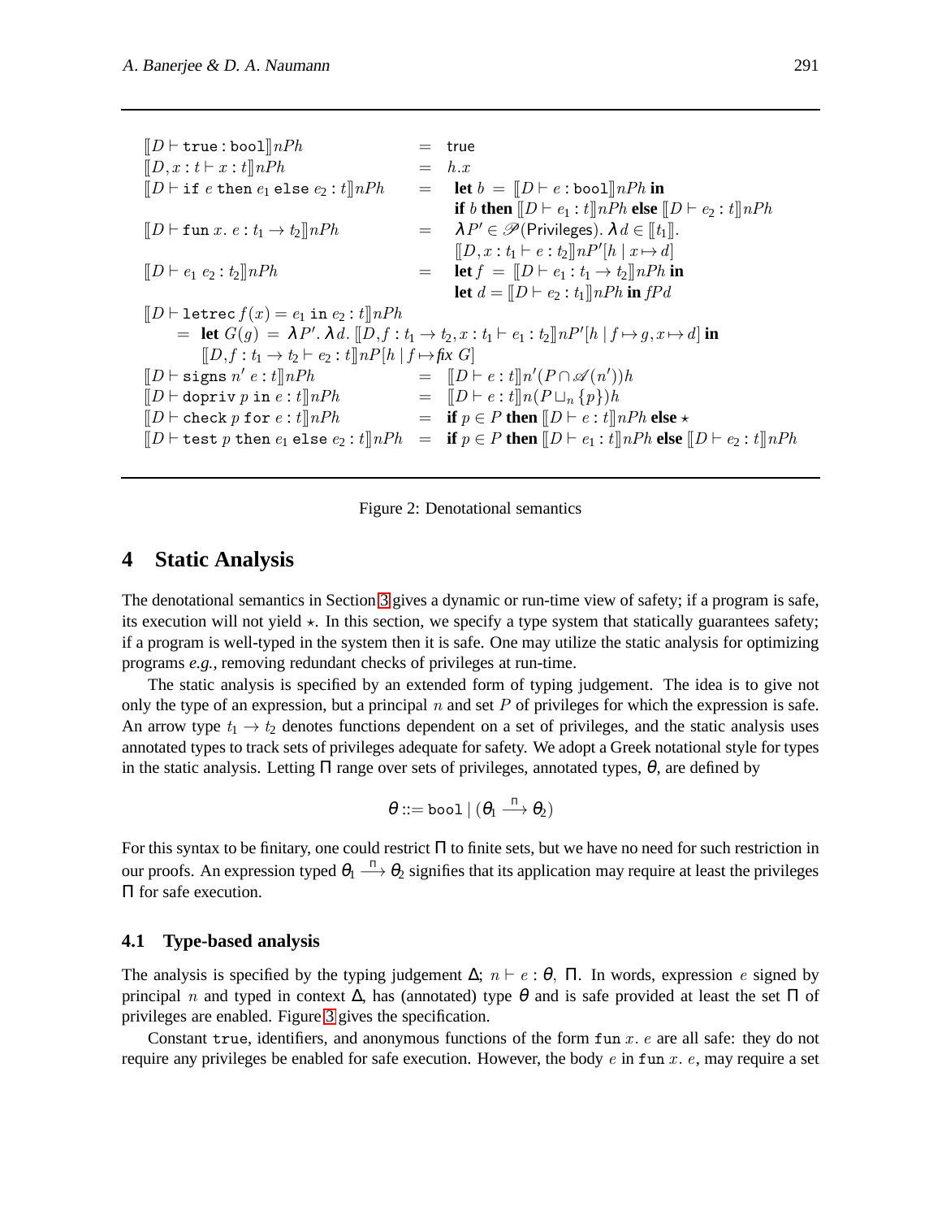$$
\begin{array}{lcl}
[\![D \vdash \texttt{true} : \texttt{bool}]\!] nPh & = & \mathsf{true} \\
[\![D, x : t \vdash x : t]\!] nPh & = & h.x \\
[\![D \vdash \texttt{if}\ e\ \texttt{then}\ e_1\ \texttt{else}\ e_2 : t]\!] nPh & = & \textbf{let}\ b\ =\ [\![D \vdash e : \texttt{bool}]\!] nPh\ \textbf{in} \\
 & & \textbf{if}\ b\ \textbf{then}\ [\![D \vdash e_1 : t]\!] nPh\ \textbf{else}\ [\![D \vdash e_2 : t]\!] nPh \\
[\![D \vdash \texttt{fun}\ x.\ e : t_1 \to t_2]\!] nPh & = & \lambda P' \in \mathscr{P}(\mathsf{Privileges}).\ \lambda d \in [\![t_1]\!]. \\
 & & [\![D, x : t_1 \vdash e : t_2]\!] nP'[h \mid x \mapsto d] \\
[\![D \vdash e_1\ e_2 : t_2]\!] nPh & = & \textbf{let}\ f\ =\ [\![D \vdash e_1 : t_1 \to t_2]\!] nPh\ \textbf{in} \\
 & & \textbf{let}\ d = [\![D \vdash e_2 : t_1]\!] nPh\ \textbf{in}\ fPd \\
\end{array}
$$

$$
\begin{array}{l}
[\![D \vdash \texttt{letrec}\ f(x) = e_1\ \texttt{in}\ e_2 : t]\!] nPh \\
\quad = \ \textbf{let}\ G(g)\ =\ \lambda P'.\ \lambda d.\ [\![D, f : t_1 \to t_2, x : t_1 \vdash e_1 : t_2]\!] nP'[h \mid f \mapsto g, x \mapsto d]\ \textbf{in} \\
\qquad [\![D, f : t_1 \to t_2 \vdash e_2 : t]\!] nP[h \mid f \mapsto \mathit{fix}\ G]
\end{array}
$$

$$
\begin{array}{lcl}
[\![D \vdash \texttt{signs}\ n'\ e : t]\!] nPh & = & [\![D \vdash e : t]\!] n'(P \cap \mathscr{A}(n'))h \\
[\![D \vdash \texttt{dopriv}\ p\ \texttt{in}\ e : t]\!] nPh & = & [\![D \vdash e : t]\!] n(P \sqcup_n \{p\})h \\
[\![D \vdash \texttt{check}\ p\ \texttt{for}\ e : t]\!] nPh & = & \textbf{if}\ p \in P\ \textbf{then}\ [\![D \vdash e : t]\!] nPh\ \textbf{else}\ \star \\
[\![D \vdash \texttt{test}\ p\ \texttt{then}\ e_1\ \texttt{else}\ e_2 : t]\!] nPh & = & \textbf{if}\ p \in P\ \textbf{then}\ [\![D \vdash e_1 : t]\!] nPh\ \textbf{else}\ [\![D \vdash e_2 : t]\!] nPh
\end{array}
$$

Figure 2: Denotational semantics

# 4 Static Analysis

The denotational semantics in Section 3 gives a dynamic or run-time view of safety; if a program is safe, its execution will not yield $\star$. In this section, we specify a type system that statically guarantees safety; if a program is well-typed in the system then it is safe. One may utilize the static analysis for optimizing programs *e.g.*, removing redundant checks of privileges at run-time.

The static analysis is specified by an extended form of typing judgement. The idea is to give not only the type of an expression, but a principal $n$ and set $P$ of privileges for which the expression is safe. An arrow type $t_1 \to t_2$ denotes functions dependent on a set of privileges, and the static analysis uses annotated types to track sets of privileges adequate for safety. We adopt a Greek notational style for types in the static analysis. Letting $\Pi$ range over sets of privileges, annotated types, $\theta$, are defined by

$$\theta ::= \texttt{bool} \mid (\theta_1 \xrightarrow{\Pi} \theta_2)$$

For this syntax to be finitary, one could restrict $\Pi$ to finite sets, but we have no need for such restriction in our proofs. An expression typed $\theta_1 \xrightarrow{\Pi} \theta_2$ signifies that its application may require at least the privileges $\Pi$ for safe execution.

## 4.1 Type-based analysis

The analysis is specified by the typing judgement $\Delta;\ n \vdash e : \theta,\ \Pi$. In words, expression $e$ signed by principal $n$ and typed in context $\Delta$, has (annotated) type $\theta$ and is safe provided at least the set $\Pi$ of privileges are enabled. Figure 3 gives the specification.

Constant `true`, identifiers, and anonymous functions of the form $\texttt{fun}\ x.\ e$ are all safe: they do not require any privileges be enabled for safe execution. However, the body $e$ in $\texttt{fun}\ x.\ e$, may require a set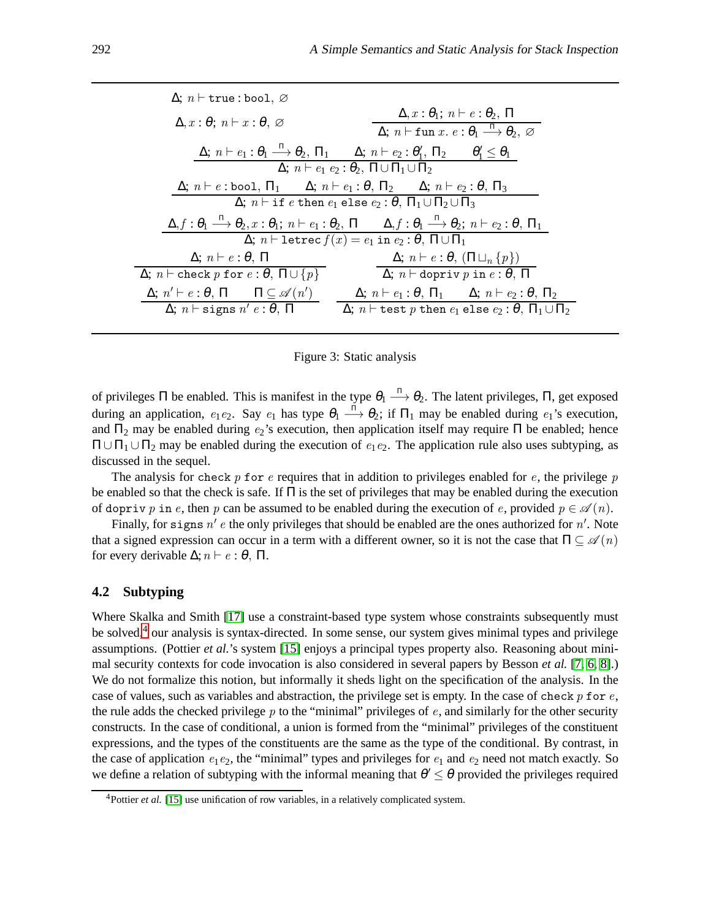$$\Delta;\, n \vdash \mathtt{true} : \mathtt{bool},\, \varnothing$$

$$\Delta, x:\theta;\, n \vdash x : \theta,\, \varnothing \qquad \frac{\Delta, x:\theta_1;\, n \vdash e : \theta_2,\, \Pi}{\Delta;\, n \vdash \mathtt{fun}\ x.\ e : \theta_1 \xrightarrow{\Pi} \theta_2,\, \varnothing}$$

$$\frac{\Delta;\, n \vdash e_1 : \theta_1 \xrightarrow{\Pi} \theta_2,\, \Pi_1 \qquad \Delta;\, n \vdash e_2 : \theta_1',\, \Pi_2 \qquad \theta_1' \leq \theta_1}{\Delta;\, n \vdash e_1\ e_2 : \theta_2,\, \Pi \cup \Pi_1 \cup \Pi_2}$$

$$\frac{\Delta;\, n \vdash e : \mathtt{bool},\, \Pi_1 \qquad \Delta;\, n \vdash e_1 : \theta,\, \Pi_2 \qquad \Delta;\, n \vdash e_2 : \theta,\, \Pi_3}{\Delta;\, n \vdash \mathtt{if}\ e\ \mathtt{then}\ e_1\ \mathtt{else}\ e_2 : \theta,\, \Pi_1 \cup \Pi_2 \cup \Pi_3}$$

$$\frac{\Delta, f:\theta_1 \xrightarrow{\Pi} \theta_2, x:\theta_1;\, n \vdash e_1 : \theta_2,\, \Pi \qquad \Delta, f:\theta_1 \xrightarrow{\Pi} \theta_2;\, n \vdash e_2 : \theta,\, \Pi_1}{\Delta;\, n \vdash \mathtt{letrec}\ f(x) = e_1\ \mathtt{in}\ e_2 : \theta,\, \Pi \cup \Pi_1}$$

$$\frac{\Delta;\, n \vdash e : \theta,\, \Pi}{\Delta;\, n \vdash \mathtt{check}\ p\ \mathtt{for}\ e : \theta,\, \Pi \cup \{p\}} \qquad \frac{\Delta;\, n \vdash e : \theta,\, (\Pi \sqcup_n \{p\})}{\Delta;\, n \vdash \mathtt{dopriv}\ p\ \mathtt{in}\ e : \theta,\, \Pi}$$

$$\frac{\Delta;\, n' \vdash e : \theta,\, \Pi \qquad \Pi \subseteq \mathscr{A}(n')}{\Delta;\, n \vdash \mathtt{signs}\ n'\ e : \theta,\, \Pi} \qquad \frac{\Delta;\, n \vdash e_1 : \theta,\, \Pi_1 \qquad \Delta;\, n \vdash e_2 : \theta,\, \Pi_2}{\Delta;\, n \vdash \mathtt{test}\ p\ \mathtt{then}\ e_1\ \mathtt{else}\ e_2 : \theta,\, \Pi_1 \cup \Pi_2}$$

Figure 3: Static analysis

of privileges $\Pi$ be enabled. This is manifest in the type $\theta_1 \xrightarrow{\Pi} \theta_2$. The latent privileges, $\Pi$, get exposed during an application, $e_1 e_2$. Say $e_1$ has type $\theta_1 \xrightarrow{\Pi} \theta_2$; if $\Pi_1$ may be enabled during $e_1$'s execution, and $\Pi_2$ may be enabled during $e_2$'s execution, then application itself may require $\Pi$ be enabled; hence $\Pi \cup \Pi_1 \cup \Pi_2$ may be enabled during the execution of $e_1 e_2$. The application rule also uses subtyping, as discussed in the sequel.

The analysis for `check` $p$ `for` $e$ requires that in addition to privileges enabled for $e$, the privilege $p$ be enabled so that the check is safe. If $\Pi$ is the set of privileges that may be enabled during the execution of `dopriv` $p$ `in` $e$, then $p$ can be assumed to be enabled during the execution of $e$, provided $p \in \mathscr{A}(n)$.

Finally, for `signs` $n'$ $e$ the only privileges that should be enabled are the ones authorized for $n'$. Note that a signed expression can occur in a term with a different owner, so it is not the case that $\Pi \subseteq \mathscr{A}(n)$ for every derivable $\Delta; n \vdash e : \theta,\, \Pi$.

### 4.2 Subtyping

Where Skalka and Smith [17] use a constraint-based type system whose constraints subsequently must be solved,[4] our analysis is syntax-directed. In some sense, our system gives minimal types and privilege assumptions. (Pottier *et al.*'s system [15] enjoys a principal types property also. Reasoning about minimal security contexts for code invocation is also considered in several papers by Besson *et al.* [7, 6, 8].) We do not formalize this notion, but informally it sheds light on the specification of the analysis. In the case of values, such as variables and abstraction, the privilege set is empty. In the case of `check` $p$ `for` $e$, the rule adds the checked privilege $p$ to the "minimal" privileges of $e$, and similarly for the other security constructs. In the case of conditional, a union is formed from the "minimal" privileges of the constituent expressions, and the types of the constituents are the same as the type of the conditional. By contrast, in the case of application $e_1 e_2$, the "minimal" types and privileges for $e_1$ and $e_2$ need not match exactly. So we define a relation of subtyping with the informal meaning that $\theta' \leq \theta$ provided the privileges required

[4] Pottier *et al.* [15] use unification of row variables, in a relatively complicated system.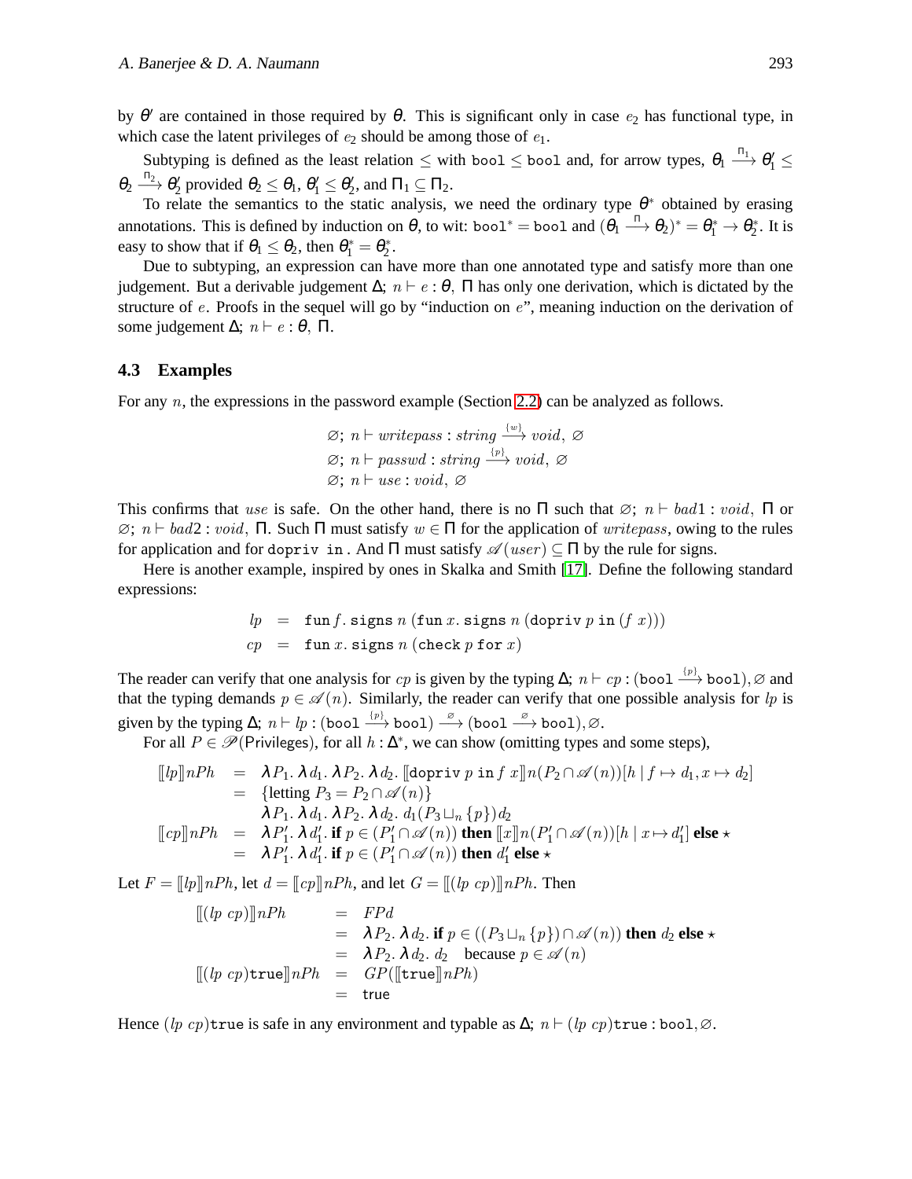by $\theta'$ are contained in those required by $\theta$. This is significant only in case $e_2$ has functional type, in which case the latent privileges of $e_2$ should be among those of $e_1$.

Subtyping is defined as the least relation $\leq$ with $\texttt{bool} \leq \texttt{bool}$ and, for arrow types, $\theta_1 \xrightarrow{\Pi_1} \theta'_1 \leq \theta_2 \xrightarrow{\Pi_2} \theta'_2$ provided $\theta_2 \leq \theta_1$, $\theta'_1 \leq \theta'_2$, and $\Pi_1 \subseteq \Pi_2$.

To relate the semantics to the static analysis, we need the ordinary type $\theta^*$ obtained by erasing annotations. This is defined by induction on $\theta$, to wit: $\texttt{bool}^* = \texttt{bool}$ and $(\theta_1 \xrightarrow{\Pi} \theta_2)^* = \theta_1^* \to \theta_2^*$. It is easy to show that if $\theta_1 \leq \theta_2$, then $\theta_1^* = \theta_2^*$.

Due to subtyping, an expression can have more than one annotated type and satisfy more than one judgement. But a derivable judgement $\Delta;\, n \vdash e : \theta,\ \Pi$ has only one derivation, which is dictated by the structure of $e$. Proofs in the sequel will go by "induction on $e$", meaning induction on the derivation of some judgement $\Delta;\, n \vdash e : \theta,\ \Pi$.

### 4.3 Examples

For any $n$, the expressions in the password example (Section 2.2) can be analyzed as follows.

$$\begin{array}{l}
\varnothing;\, n \vdash \mathit{writepass} : \mathit{string} \xrightarrow{\{w\}} \mathit{void},\ \varnothing \\
\varnothing;\, n \vdash \mathit{passwd} : \mathit{string} \xrightarrow{\{p\}} \mathit{void},\ \varnothing \\
\varnothing;\, n \vdash \mathit{use} : \mathit{void},\ \varnothing
\end{array}$$

This confirms that $\mathit{use}$ is safe. On the other hand, there is no $\Pi$ such that $\varnothing;\, n \vdash \mathit{bad1} : \mathit{void},\ \Pi$ or $\varnothing;\, n \vdash \mathit{bad2} : \mathit{void},\ \Pi$. Such $\Pi$ must satisfy $w \in \Pi$ for the application of $\mathit{writepass}$, owing to the rules for application and for $\texttt{dopriv in}$ . And $\Pi$ must satisfy $\mathscr{A}(\mathit{user}) \subseteq \Pi$ by the rule for signs.

Here is another example, inspired by ones in Skalka and Smith [17]. Define the following standard expressions:

$$\begin{array}{lcl}
\mathit{lp} & = & \texttt{fun}\, f.\, \texttt{signs}\ n\ (\texttt{fun}\, x.\, \texttt{signs}\ n\ (\texttt{dopriv}\ p\ \texttt{in}\ (f\ x))) \\
\mathit{cp} & = & \texttt{fun}\, x.\, \texttt{signs}\ n\ (\texttt{check}\ p\ \texttt{for}\ x)
\end{array}$$

The reader can verify that one analysis for $\mathit{cp}$ is given by the typing $\Delta;\, n \vdash \mathit{cp} : (\texttt{bool} \xrightarrow{\{p\}} \texttt{bool}), \varnothing$ and that the typing demands $p \in \mathscr{A}(n)$. Similarly, the reader can verify that one possible analysis for $\mathit{lp}$ is given by the typing $\Delta;\, n \vdash \mathit{lp} : (\texttt{bool} \xrightarrow{\{p\}} \texttt{bool}) \xrightarrow{\varnothing} (\texttt{bool} \xrightarrow{\varnothing} \texttt{bool}), \varnothing$.

For all $P \in \mathscr{P}(\mathsf{Privileges})$, for all $h : \Delta^*$, we can show (omitting types and some steps),

$$\begin{array}{lcl}
[\![\mathit{lp}]\!] nPh & = & \lambda P_1.\, \lambda d_1.\, \lambda P_2.\, \lambda d_2.\, [\![\texttt{dopriv}\ p\ \texttt{in}\ f\ x]\!] n(P_2 \cap \mathscr{A}(n))[h \mid f \mapsto d_1, x \mapsto d_2] \\
& = & \{\text{letting } P_3 = P_2 \cap \mathscr{A}(n)\} \\
& & \lambda P_1.\, \lambda d_1.\, \lambda P_2.\, \lambda d_2.\, d_1(P_3 \sqcup_n \{p\}) d_2 \\
[\![\mathit{cp}]\!] nPh & = & \lambda P'_1.\, \lambda d'_1.\, \textbf{if } p \in (P'_1 \cap \mathscr{A}(n)) \textbf{ then } [\![x]\!] n(P'_1 \cap \mathscr{A}(n))[h \mid x \mapsto d'_1] \textbf{ else } \star \\
& = & \lambda P'_1.\, \lambda d'_1.\, \textbf{if } p \in (P'_1 \cap \mathscr{A}(n)) \textbf{ then } d'_1 \textbf{ else } \star
\end{array}$$

Let $F = [\![\mathit{lp}]\!] nPh$, let $d = [\![\mathit{cp}]\!] nPh$, and let $G = [\![(\mathit{lp}\ \mathit{cp})]\!] nPh$. Then

$$\begin{array}{lcl}
[\![(\mathit{lp}\ \mathit{cp})]\!] nPh & = & FPd \\
& = & \lambda P_2.\, \lambda d_2.\, \textbf{if } p \in ((P_3 \sqcup_n \{p\}) \cap \mathscr{A}(n)) \textbf{ then } d_2 \textbf{ else } \star \\
& = & \lambda P_2.\, \lambda d_2.\, d_2 \quad \text{because } p \in \mathscr{A}(n) \\
[\![(\mathit{lp}\ \mathit{cp})\texttt{true}]\!] nPh & = & GP([\![\texttt{true}]\!] nPh) \\
& = & \mathsf{true}
\end{array}$$

Hence $(\mathit{lp}\ \mathit{cp})\texttt{true}$ is safe in any environment and typable as $\Delta;\, n \vdash (\mathit{lp}\ \mathit{cp})\texttt{true} : \texttt{bool}, \varnothing$.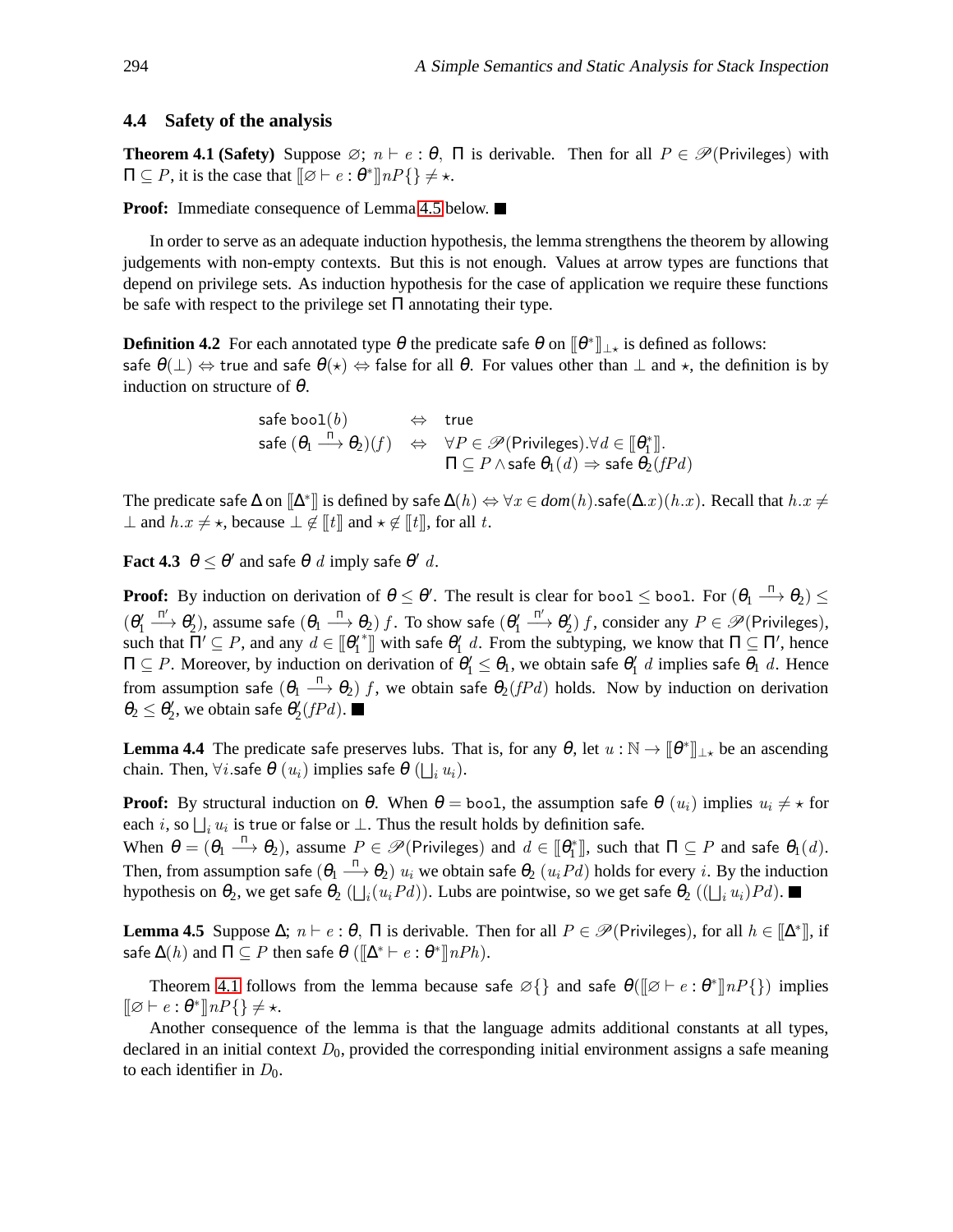### 4.4 Safety of the analysis

**Theorem 4.1 (Safety)** Suppose $\varnothing;\ n \vdash e : \theta,\ \Pi$ is derivable. Then for all $P \in \mathscr{P}(\mathsf{Privileges})$ with $\Pi \subseteq P$, it is the case that $[\![\varnothing \vdash e : \theta^*]\!] nP\{\} \neq \star$.

**Proof:** Immediate consequence of Lemma 4.5 below. ■

In order to serve as an adequate induction hypothesis, the lemma strengthens the theorem by allowing judgements with non-empty contexts. But this is not enough. Values at arrow types are functions that depend on privilege sets. As induction hypothesis for the case of application we require these functions be safe with respect to the privilege set $\Pi$ annotating their type.

**Definition 4.2** For each annotated type $\theta$ the predicate $\mathsf{safe}\ \theta$ on $[\![\theta^*]\!]_{\perp\star}$ is defined as follows: $\mathsf{safe}\ \theta(\perp) \Leftrightarrow \mathsf{true}$ and $\mathsf{safe}\ \theta(\star) \Leftrightarrow \mathsf{false}$ for all $\theta$. For values other than $\perp$ and $\star$, the definition is by induction on structure of $\theta$.

$$
\begin{array}{lcl}
\mathsf{safe}\ \mathtt{bool}(b) & \Leftrightarrow & \mathsf{true} \\
\mathsf{safe}\ (\theta_1 \xrightarrow{\Pi} \theta_2)(f) & \Leftrightarrow & \forall P \in \mathscr{P}(\mathsf{Privileges}).\forall d \in [\![\theta_1^*]\!]. \\
 & & \Pi \subseteq P \wedge \mathsf{safe}\ \theta_1(d) \Rightarrow \mathsf{safe}\ \theta_2(fPd)
\end{array}
$$

The predicate $\mathsf{safe}\ \Delta$ on $[\![\Delta^*]\!]$ is defined by $\mathsf{safe}\ \Delta(h) \Leftrightarrow \forall x \in \mathit{dom}(h).\mathsf{safe}(\Delta.x)(h.x)$. Recall that $h.x \neq \perp$ and $h.x \neq \star$, because $\perp \notin [\![t]\!]$ and $\star \notin [\![t]\!]$, for all $t$.

**Fact 4.3** $\theta \leq \theta'$ and $\mathsf{safe}\ \theta\ d$ imply $\mathsf{safe}\ \theta'\ d$.

**Proof:** By induction on derivation of $\theta \leq \theta'$. The result is clear for $\mathtt{bool} \leq \mathtt{bool}$. For $(\theta_1 \xrightarrow{\Pi} \theta_2) \leq (\theta_1' \xrightarrow{\Pi'} \theta_2')$, assume $\mathsf{safe}\ (\theta_1 \xrightarrow{\Pi} \theta_2)\ f$. To show $\mathsf{safe}\ (\theta_1' \xrightarrow{\Pi'} \theta_2')\ f$, consider any $P \in \mathscr{P}(\mathsf{Privileges})$, such that $\Pi' \subseteq P$, and any $d \in [\![\theta_1'^*]\!]$ with $\mathsf{safe}\ \theta_1'\ d$. From the subtyping, we know that $\Pi \subseteq \Pi'$, hence $\Pi \subseteq P$. Moreover, by induction on derivation of $\theta_1' \leq \theta_1$, we obtain $\mathsf{safe}\ \theta_1'\ d$ implies $\mathsf{safe}\ \theta_1\ d$. Hence from assumption $\mathsf{safe}\ (\theta_1 \xrightarrow{\Pi} \theta_2)\ f$, we obtain $\mathsf{safe}\ \theta_2(fPd)$ holds. Now by induction on derivation $\theta_2 \leq \theta_2'$, we obtain $\mathsf{safe}\ \theta_2'(fPd)$. ■

**Lemma 4.4** The predicate $\mathsf{safe}$ preserves lubs. That is, for any $\theta$, let $u : \mathbb{N} \to [\![\theta^*]\!]_{\perp\star}$ be an ascending chain. Then, $\forall i.\mathsf{safe}\ \theta\ (u_i)$ implies $\mathsf{safe}\ \theta\ (\bigsqcup_i u_i)$.

**Proof:** By structural induction on $\theta$. When $\theta = \mathtt{bool}$, the assumption $\mathsf{safe}\ \theta\ (u_i)$ implies $u_i \neq \star$ for each $i$, so $\bigsqcup_i u_i$ is $\mathsf{true}$ or $\mathsf{false}$ or $\perp$. Thus the result holds by definition $\mathsf{safe}$.
When $\theta = (\theta_1 \xrightarrow{\Pi} \theta_2)$, assume $P \in \mathscr{P}(\mathsf{Privileges})$ and $d \in [\![\theta_1^*]\!]$, such that $\Pi \subseteq P$ and $\mathsf{safe}\ \theta_1(d)$. Then, from assumption $\mathsf{safe}\ (\theta_1 \xrightarrow{\Pi} \theta_2)\ u_i$ we obtain $\mathsf{safe}\ \theta_2\ (u_iPd)$ holds for every $i$. By the induction hypothesis on $\theta_2$, we get $\mathsf{safe}\ \theta_2\ (\bigsqcup_i(u_iPd))$. Lubs are pointwise, so we get $\mathsf{safe}\ \theta_2\ ((\bigsqcup_i u_i)Pd)$. ■

**Lemma 4.5** Suppose $\Delta;\ n \vdash e : \theta,\ \Pi$ is derivable. Then for all $P \in \mathscr{P}(\mathsf{Privileges})$, for all $h \in [\![\Delta^*]\!]$, if $\mathsf{safe}\ \Delta(h)$ and $\Pi \subseteq P$ then $\mathsf{safe}\ \theta\ ([\![\Delta^* \vdash e : \theta^*]\!] nPh)$.

Theorem 4.1 follows from the lemma because $\mathsf{safe}\ \varnothing\{\}$ and $\mathsf{safe}\ \theta([\![\varnothing \vdash e : \theta^*]\!] nP\{\})$ implies $[\![\varnothing \vdash e : \theta^*]\!] nP\{\} \neq \star$.

Another consequence of the lemma is that the language admits additional constants at all types, declared in an initial context $D_0$, provided the corresponding initial environment assigns a safe meaning to each identifier in $D_0$.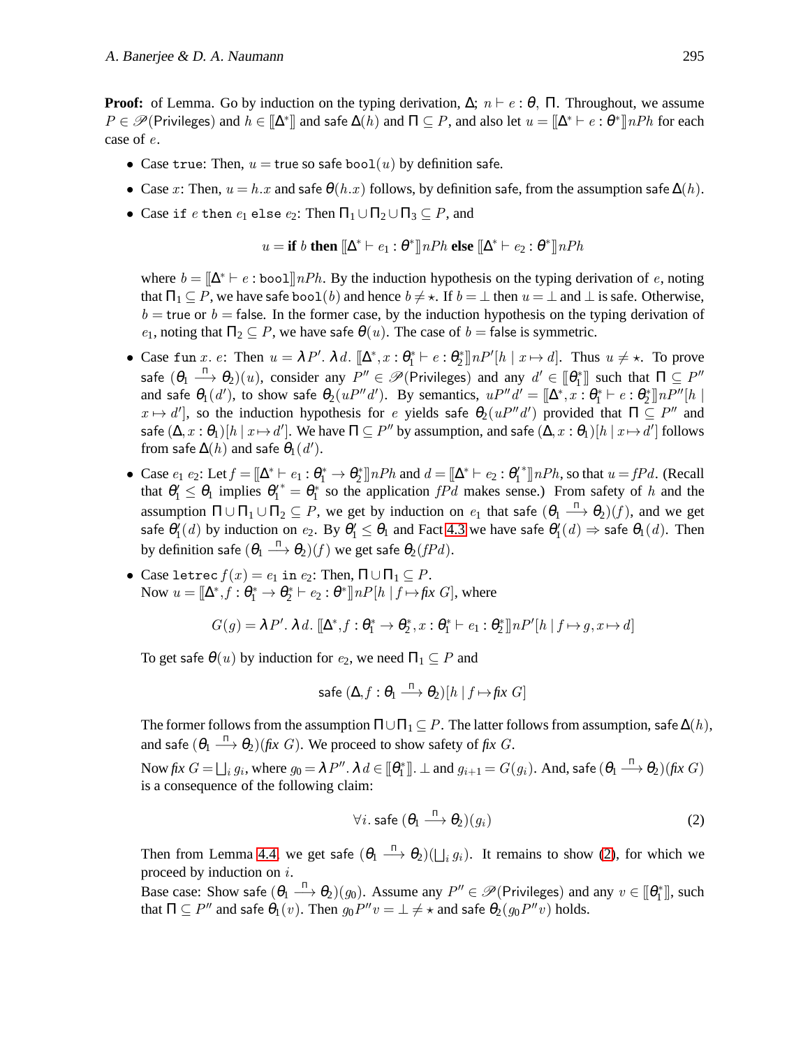**Proof:** of Lemma. Go by induction on the typing derivation, $\Delta;\ n \vdash e : \theta,\ \Pi$. Throughout, we assume $P \in \mathscr{P}(\mathsf{Privileges})$ and $h \in [\![\Delta^*]\!]$ and safe $\Delta(h)$ and $\Pi \subseteq P$, and also let $u = [\![\Delta^* \vdash e : \theta^*]\!] nPh$ for each case of $e$.

- Case `true`: Then, $u = \mathsf{true}$ so safe $\mathtt{bool}(u)$ by definition safe.
- Case $x$: Then, $u = h.x$ and safe $\theta(h.x)$ follows, by definition safe, from the assumption safe $\Delta(h)$.
- Case `if` $e$ `then` $e_1$ `else` $e_2$: Then $\Pi_1 \cup \Pi_2 \cup \Pi_3 \subseteq P$, and

  $$u = \textbf{if } b \textbf{ then } [\![\Delta^* \vdash e_1 : \theta^*]\!] nPh \textbf{ else } [\![\Delta^* \vdash e_2 : \theta^*]\!] nPh$$

  where $b = [\![\Delta^* \vdash e : \mathtt{bool}]\!] nPh$. By the induction hypothesis on the typing derivation of $e$, noting that $\Pi_1 \subseteq P$, we have safe $\mathtt{bool}(b)$ and hence $b \neq \star$. If $b = \bot$ then $u = \bot$ and $\bot$ is safe. Otherwise, $b = \mathsf{true}$ or $b = \mathsf{false}$. In the former case, by the induction hypothesis on the typing derivation of $e_1$, noting that $\Pi_2 \subseteq P$, we have safe $\theta(u)$. The case of $b = \mathsf{false}$ is symmetric.
- Case `fun` $x.\ e$: Then $u = \lambda P'.\ \lambda d.\ [\![\Delta^*, x : \theta_1^* \vdash e : \theta_2^*]\!] nP'[h \mid x \mapsto d]$. Thus $u \neq \star$. To prove safe $(\theta_1 \xrightarrow{\Pi} \theta_2)(u)$, consider any $P'' \in \mathscr{P}(\mathsf{Privileges})$ and any $d' \in [\![\theta_1^*]\!]$ such that $\Pi \subseteq P''$ and safe $\theta_1(d')$, to show safe $\theta_2(uP''d')$. By semantics, $uP''d' = [\![\Delta^*, x : \theta_1^* \vdash e : \theta_2^*]\!] nP''[h \mid x \mapsto d']$, so the induction hypothesis for $e$ yields safe $\theta_2(uP''d')$ provided that $\Pi \subseteq P''$ and safe $(\Delta, x : \theta_1)[h \mid x \mapsto d']$. We have $\Pi \subseteq P''$ by assumption, and safe $(\Delta, x : \theta_1)[h \mid x \mapsto d']$ follows from safe $\Delta(h)$ and safe $\theta_1(d')$.
- Case $e_1\ e_2$: Let $f = [\![\Delta^* \vdash e_1 : \theta_1^* \to \theta_2^*]\!] nPh$ and $d = [\![\Delta^* \vdash e_2 : {\theta_1'}^*]\!] nPh$, so that $u = fPd$. (Recall that $\theta_1' \leq \theta_1$ implies ${\theta_1'}^* = \theta_1^*$ so the application $fPd$ makes sense.) From safety of $h$ and the assumption $\Pi \cup \Pi_1 \cup \Pi_2 \subseteq P$, we get by induction on $e_1$ that safe $(\theta_1 \xrightarrow{\Pi} \theta_2)(f)$, and we get safe $\theta_1'(d)$ by induction on $e_2$. By $\theta_1' \leq \theta_1$ and Fact 4.3 we have safe $\theta_1'(d) \Rightarrow$ safe $\theta_1(d)$. Then by definition safe $(\theta_1 \xrightarrow{\Pi} \theta_2)(f)$ we get safe $\theta_2(fPd)$.
- Case `letrec` $f(x) = e_1$ `in` $e_2$: Then, $\Pi \cup \Pi_1 \subseteq P$.
  Now $u = [\![\Delta^*, f : \theta_1^* \to \theta_2^* \vdash e_2 : \theta^*]\!] nP[h \mid f \mapsto \mathit{fix}\ G]$, where

  $$G(g) = \lambda P'.\ \lambda d.\ [\![\Delta^*, f : \theta_1^* \to \theta_2^*, x : \theta_1^* \vdash e_1 : \theta_2^*]\!] nP'[h \mid f \mapsto g, x \mapsto d]$$

  To get safe $\theta(u)$ by induction for $e_2$, we need $\Pi_1 \subseteq P$ and

  $$\text{safe } (\Delta, f : \theta_1 \xrightarrow{\Pi} \theta_2)[h \mid f \mapsto \mathit{fix}\ G]$$

  The former follows from the assumption $\Pi \cup \Pi_1 \subseteq P$. The latter follows from assumption, safe $\Delta(h)$, and safe $(\theta_1 \xrightarrow{\Pi} \theta_2)(\mathit{fix}\ G)$. We proceed to show safety of $\mathit{fix}\ G$.

  Now $\mathit{fix}\ G = \bigsqcup_i g_i$, where $g_0 = \lambda P''.\ \lambda d \in [\![\theta_1^*]\!].\ \bot$ and $g_{i+1} = G(g_i)$. And, safe $(\theta_1 \xrightarrow{\Pi} \theta_2)(\mathit{fix}\ G)$ is a consequence of the following claim:

  $$\forall i.\ \text{safe } (\theta_1 \xrightarrow{\Pi} \theta_2)(g_i) \tag{2}$$

  Then from Lemma 4.4 we get safe $(\theta_1 \xrightarrow{\Pi} \theta_2)(\bigsqcup_i g_i)$. It remains to show (2), for which we proceed by induction on $i$.

  Base case: Show safe $(\theta_1 \xrightarrow{\Pi} \theta_2)(g_0)$. Assume any $P'' \in \mathscr{P}(\mathsf{Privileges})$ and any $v \in [\![\theta_1^*]\!]$, such that $\Pi \subseteq P''$ and safe $\theta_1(v)$. Then $g_0 P'' v = \bot \neq \star$ and safe $\theta_2(g_0 P'' v)$ holds.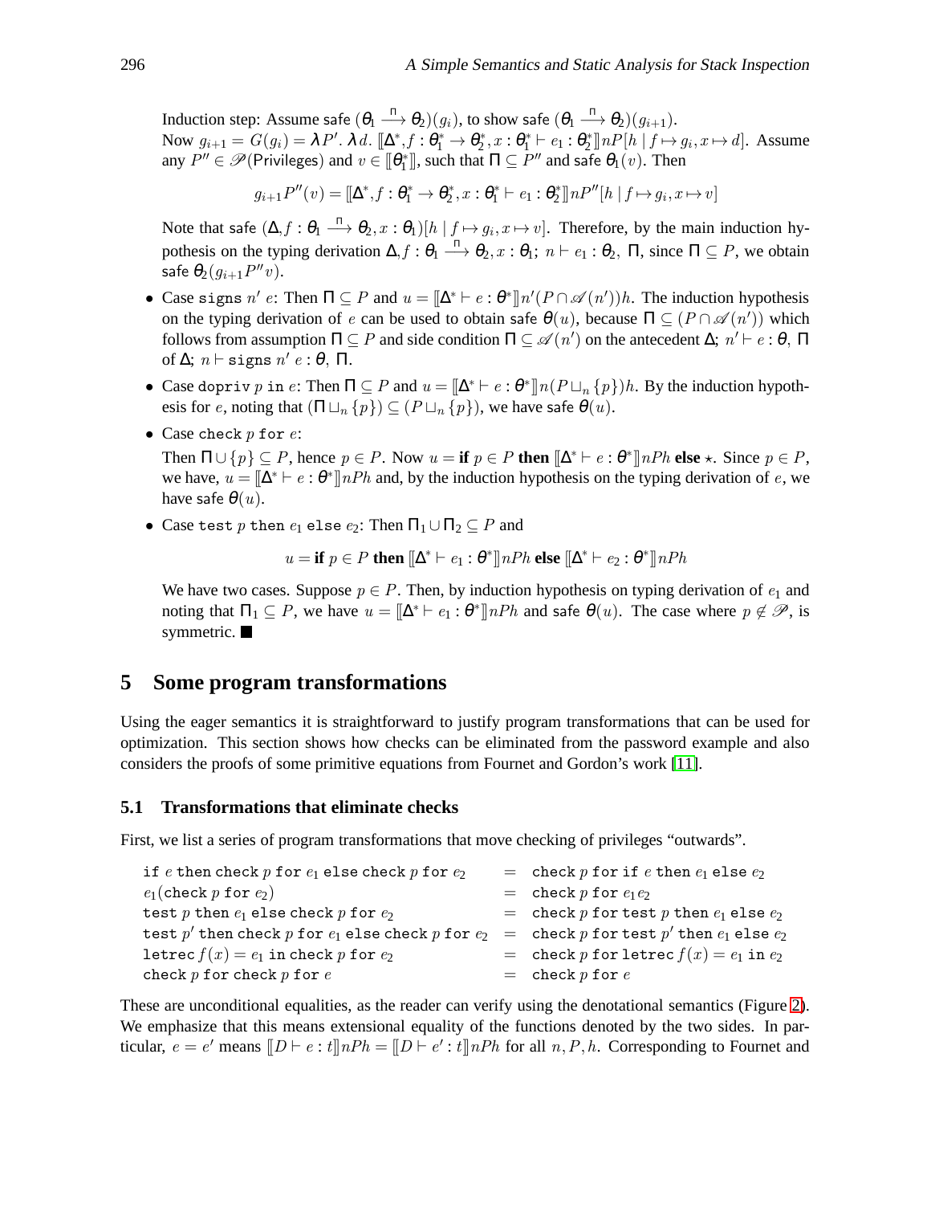Induction step: Assume $\mathsf{safe}\ (\theta_1 \xrightarrow{\Pi} \theta_2)(g_i)$, to show $\mathsf{safe}\ (\theta_1 \xrightarrow{\Pi} \theta_2)(g_{i+1})$.
Now $g_{i+1} = G(g_i) = \lambda P'.\ \lambda d.\ [\![\Delta^*, f : \theta_1^* \to \theta_2^*, x : \theta_1^* \vdash e_1 : \theta_2^*]\!] nP[h \mid f \mapsto g_i, x \mapsto d]$. Assume any $P'' \in \mathscr{P}(\mathsf{Privileges})$ and $v \in [\![\theta_1^*]\!]$, such that $\Pi \subseteq P''$ and $\mathsf{safe}\ \theta_1(v)$. Then

$$g_{i+1}P''(v) = [\![\Delta^*, f : \theta_1^* \to \theta_2^*, x : \theta_1^* \vdash e_1 : \theta_2^*]\!] nP''[h \mid f \mapsto g_i, x \mapsto v]$$

Note that $\mathsf{safe}\ (\Delta, f : \theta_1 \xrightarrow{\Pi} \theta_2, x : \theta_1)[h \mid f \mapsto g_i, x \mapsto v]$. Therefore, by the main induction hypothesis on the typing derivation $\Delta, f : \theta_1 \xrightarrow{\Pi} \theta_2, x : \theta_1;\ n \vdash e_1 : \theta_2,\ \Pi$, since $\Pi \subseteq P$, we obtain $\mathsf{safe}\ \theta_2(g_{i+1}P''v)$.

- Case `signs` $n'$ $e$: Then $\Pi \subseteq P$ and $u = [\![\Delta^* \vdash e : \theta^*]\!] n'(P \cap \mathscr{A}(n'))h$. The induction hypothesis on the typing derivation of $e$ can be used to obtain $\mathsf{safe}\ \theta(u)$, because $\Pi \subseteq (P \cap \mathscr{A}(n'))$ which follows from assumption $\Pi \subseteq P$ and side condition $\Pi \subseteq \mathscr{A}(n')$ on the antecedent $\Delta;\ n' \vdash e : \theta,\ \Pi$ of $\Delta;\ n \vdash \mathtt{signs}\ n'\ e : \theta,\ \Pi$.
- Case `dopriv` $p$ `in` $e$: Then $\Pi \subseteq P$ and $u = [\![\Delta^* \vdash e : \theta^*]\!] n(P \sqcup_n \{p\})h$. By the induction hypothesis for $e$, noting that $(\Pi \sqcup_n \{p\}) \subseteq (P \sqcup_n \{p\})$, we have $\mathsf{safe}\ \theta(u)$.
- Case `check` $p$ `for` $e$:
  Then $\Pi \cup \{p\} \subseteq P$, hence $p \in P$. Now $u =$ **if** $p \in P$ **then** $[\![\Delta^* \vdash e : \theta^*]\!] nPh$ **else** $\star$. Since $p \in P$, we have, $u = [\![\Delta^* \vdash e : \theta^*]\!] nPh$ and, by the induction hypothesis on the typing derivation of $e$, we have $\mathsf{safe}\ \theta(u)$.
- Case `test` $p$ `then` $e_1$ `else` $e_2$: Then $\Pi_1 \cup \Pi_2 \subseteq P$ and

$$u = \textbf{if } p \in P \textbf{ then } [\![\Delta^* \vdash e_1 : \theta^*]\!] nPh \textbf{ else } [\![\Delta^* \vdash e_2 : \theta^*]\!] nPh$$

  We have two cases. Suppose $p \in P$. Then, by induction hypothesis on typing derivation of $e_1$ and noting that $\Pi_1 \subseteq P$, we have $u = [\![\Delta^* \vdash e_1 : \theta^*]\!] nPh$ and $\mathsf{safe}\ \theta(u)$. The case where $p \notin \mathscr{P}$, is symmetric. ∎

## 5 Some program transformations

Using the eager semantics it is straightforward to justify program transformations that can be used for optimization. This section shows how checks can be eliminated from the password example and also considers the proofs of some primitive equations from Fournet and Gordon's work [11].

### 5.1 Transformations that eliminate checks

First, we list a series of program transformations that move checking of privileges "outwards".

| | | |
|---|---|---|
| `if` $e$ `then check` $p$ `for` $e_1$ `else check` $p$ `for` $e_2$ | $=$ | `check` $p$ `for if` $e$ `then` $e_1$ `else` $e_2$ |
| $e_1$`(check` $p$ `for` $e_2$`)` | $=$ | `check` $p$ `for` $e_1 e_2$ |
| `test` $p$ `then` $e_1$ `else check` $p$ `for` $e_2$ | $=$ | `check` $p$ `for test` $p$ `then` $e_1$ `else` $e_2$ |
| `test` $p'$ `then check` $p$ `for` $e_1$ `else check` $p$ `for` $e_2$ | $=$ | `check` $p$ `for test` $p'$ `then` $e_1$ `else` $e_2$ |
| `letrec` $f(x) = e_1$ `in check` $p$ `for` $e_2$ | $=$ | `check` $p$ `for letrec` $f(x) = e_1$ `in` $e_2$ |
| `check` $p$ `for check` $p$ `for` $e$ | $=$ | `check` $p$ `for` $e$ |

These are unconditional equalities, as the reader can verify using the denotational semantics (Figure 2). We emphasize that this means extensional equality of the functions denoted by the two sides. In particular, $e = e'$ means $[\![D \vdash e : t]\!] nPh = [\![D \vdash e' : t]\!] nPh$ for all $n, P, h$. Corresponding to Fournet and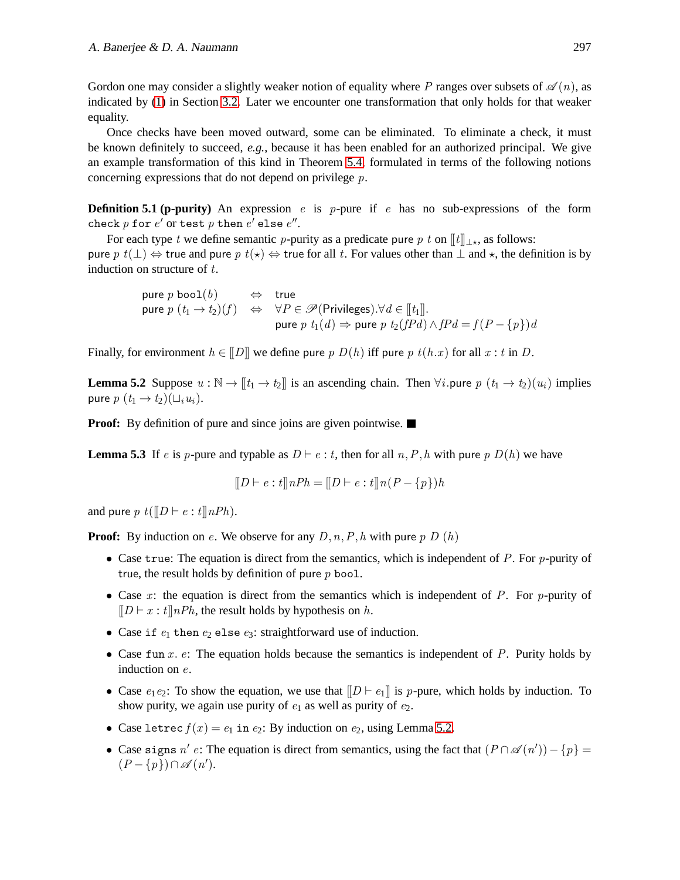Gordon one may consider a slightly weaker notion of equality where $P$ ranges over subsets of $\mathscr{A}(n)$, as indicated by (1) in Section 3.2. Later we encounter one transformation that only holds for that weaker equality.

Once checks have been moved outward, some can be eliminated. To eliminate a check, it must be known definitely to succeed, *e.g.*, because it has been enabled for an authorized principal. We give an example transformation of this kind in Theorem 5.4 formulated in terms of the following notions concerning expressions that do not depend on privilege $p$.

**Definition 5.1 (p-purity)** An expression $e$ is $p$-pure if $e$ has no sub-expressions of the form $\texttt{check}\ p\ \texttt{for}\ e'$ or $\texttt{test}\ p\ \texttt{then}\ e'\ \texttt{else}\ e''$.

For each type $t$ we define semantic $p$-purity as a predicate $\mathsf{pure}\ p\ t$ on $[\![t]\!]_{\bot\star}$, as follows: $\mathsf{pure}\ p\ t(\bot) \Leftrightarrow \mathsf{true}$ and $\mathsf{pure}\ p\ t(\star) \Leftrightarrow \mathsf{true}$ for all $t$. For values other than $\bot$ and $\star$, the definition is by induction on structure of $t$.

$$
\begin{array}{lcl}
\mathsf{pure}\ p\ \mathtt{bool}(b) & \Leftrightarrow & \mathsf{true} \\
\mathsf{pure}\ p\ (t_1 \to t_2)(f) & \Leftrightarrow & \forall P \in \mathscr{P}(\mathsf{Privileges}).\forall d \in [\![t_1]\!]. \\
 & & \mathsf{pure}\ p\ t_1(d) \Rightarrow \mathsf{pure}\ p\ t_2(fPd) \wedge fPd = f(P - \{p\})d
\end{array}
$$

Finally, for environment $h \in [\![D]\!]$ we define $\mathsf{pure}\ p\ D(h)$ iff $\mathsf{pure}\ p\ t(h.x)$ for all $x : t$ in $D$.

**Lemma 5.2** Suppose $u : \mathbb{N} \to [\![t_1 \to t_2]\!]$ is an ascending chain. Then $\forall i.\mathsf{pure}\ p\ (t_1 \to t_2)(u_i)$ implies $\mathsf{pure}\ p\ (t_1 \to t_2)(\sqcup_i u_i)$.

**Proof:** By definition of pure and since joins are given pointwise. ■

**Lemma 5.3** If $e$ is $p$-pure and typable as $D \vdash e : t$, then for all $n, P, h$ with $\mathsf{pure}\ p\ D(h)$ we have

$$
[\![D \vdash e : t]\!]nPh = [\![D \vdash e : t]\!]n(P - \{p\})h
$$

and $\mathsf{pure}\ p\ t([\![D \vdash e : t]\!]nPh)$.

**Proof:** By induction on $e$. We observe for any $D, n, P, h$ with $\mathsf{pure}\ p\ D\ (h)$

- Case $\texttt{true}$: The equation is direct from the semantics, which is independent of $P$. For $p$-purity of $\mathsf{true}$, the result holds by definition of $\mathsf{pure}\ p\ \mathtt{bool}$.
- Case $x$: the equation is direct from the semantics which is independent of $P$. For $p$-purity of $[\![D \vdash x : t]\!]nPh$, the result holds by hypothesis on $h$.
- Case $\texttt{if}\ e_1\ \texttt{then}\ e_2\ \texttt{else}\ e_3$: straightforward use of induction.
- Case $\texttt{fun}\ x.\ e$: The equation holds because the semantics is independent of $P$. Purity holds by induction on $e$.
- Case $e_1 e_2$: To show the equation, we use that $[\![D \vdash e_1]\!]$ is $p$-pure, which holds by induction. To show purity, we again use purity of $e_1$ as well as purity of $e_2$.
- Case $\texttt{letrec}\ f(x) = e_1\ \texttt{in}\ e_2$: By induction on $e_2$, using Lemma 5.2.
- Case $\texttt{signs}\ n'\ e$: The equation is direct from semantics, using the fact that $(P \cap \mathscr{A}(n')) - \{p\} = (P - \{p\}) \cap \mathscr{A}(n')$.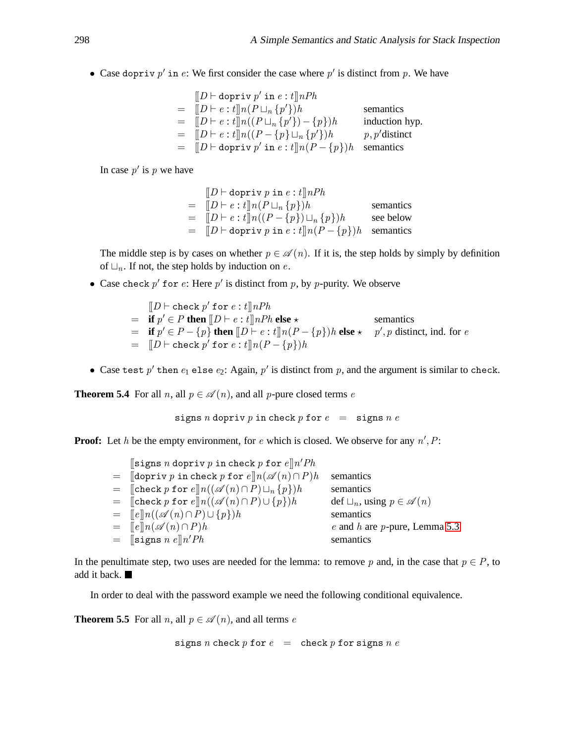- Case $\texttt{dopriv}\ p'\ \texttt{in}\ e$: We first consider the case where $p'$ is distinct from $p$. We have

$$
\begin{array}{cll}
 & [\![D \vdash \texttt{dopriv}\ p'\ \texttt{in}\ e : t]\!] nPh & \\
= & [\![D \vdash e : t]\!] n(P \sqcup_n \{p'\})h & \text{semantics} \\
= & [\![D \vdash e : t]\!] n((P \sqcup_n \{p'\}) - \{p\})h & \text{induction hyp.} \\
= & [\![D \vdash e : t]\!] n((P - \{p\} \sqcup_n \{p'\})h & p, p' \text{distinct} \\
= & [\![D \vdash \texttt{dopriv}\ p'\ \texttt{in}\ e : t]\!] n(P - \{p\})h & \text{semantics}
\end{array}
$$

In case $p'$ is $p$ we have

$$
\begin{array}{cll}
 & [\![D \vdash \texttt{dopriv}\ p\ \texttt{in}\ e : t]\!] nPh & \\
= & [\![D \vdash e : t]\!] n(P \sqcup_n \{p\})h & \text{semantics} \\
= & [\![D \vdash e : t]\!] n((P - \{p\}) \sqcup_n \{p\})h & \text{see below} \\
= & [\![D \vdash \texttt{dopriv}\ p\ \texttt{in}\ e : t]\!] n(P - \{p\})h & \text{semantics}
\end{array}
$$

The middle step is by cases on whether $p \in \mathscr{A}(n)$. If it is, the step holds by simply by definition of $\sqcup_n$. If not, the step holds by induction on $e$.

- Case $\texttt{check}\ p'\ \texttt{for}\ e$: Here $p'$ is distinct from $p$, by $p$-purity. We observe

$$
\begin{array}{cll}
 & [\![D \vdash \texttt{check}\ p'\ \texttt{for}\ e : t]\!] nPh & \\
= & \textbf{if } p' \in P \textbf{ then } [\![D \vdash e : t]\!] nPh \textbf{ else } \star & \text{semantics} \\
= & \textbf{if } p' \in P - \{p\} \textbf{ then } [\![D \vdash e : t]\!] n(P - \{p\})h \textbf{ else } \star & p', p \text{ distinct, ind. for } e \\
= & [\![D \vdash \texttt{check}\ p'\ \texttt{for}\ e : t]\!] n(P - \{p\})h &
\end{array}
$$

- Case $\texttt{test}\ p'\ \texttt{then}\ e_1\ \texttt{else}\ e_2$: Again, $p'$ is distinct from $p$, and the argument is similar to check.

**Theorem 5.4** For all $n$, all $p \in \mathscr{A}(n)$, and all $p$-pure closed terms $e$

$$\texttt{signs}\ n\ \texttt{dopriv}\ p\ \texttt{in}\ \texttt{check}\ p\ \texttt{for}\ e \quad = \quad \texttt{signs}\ n\ e$$

**Proof:** Let $h$ be the empty environment, for $e$ which is closed. We observe for any $n', P$:

$$
\begin{array}{cll}
 & [\![\texttt{signs}\ n\ \texttt{dopriv}\ p\ \texttt{in}\ \texttt{check}\ p\ \texttt{for}\ e]\!] n'Ph & \\
= & [\![\texttt{dopriv}\ p\ \texttt{in}\ \texttt{check}\ p\ \texttt{for}\ e]\!] n(\mathscr{A}(n) \cap P)h & \text{semantics} \\
= & [\![\texttt{check}\ p\ \texttt{for}\ e]\!] n((\mathscr{A}(n) \cap P) \sqcup_n \{p\})h & \text{semantics} \\
= & [\![\texttt{check}\ p\ \texttt{for}\ e]\!] n((\mathscr{A}(n) \cap P) \cup \{p\})h & \text{def } \sqcup_n \text{, using } p \in \mathscr{A}(n) \\
= & [\![e]\!] n((\mathscr{A}(n) \cap P) \cup \{p\})h & \text{semantics} \\
= & [\![e]\!] n(\mathscr{A}(n) \cap P)h & e \text{ and } h \text{ are } p\text{-pure, Lemma 5.3} \\
= & [\![\texttt{signs}\ n\ e]\!] n'Ph & \text{semantics}
\end{array}
$$

In the penultimate step, two uses are needed for the lemma: to remove $p$ and, in the case that $p \in P$, to add it back. ■

In order to deal with the password example we need the following conditional equivalence.

**Theorem 5.5** For all $n$, all $p \in \mathscr{A}(n)$, and all terms $e$

$$\texttt{signs}\ n\ \texttt{check}\ p\ \texttt{for}\ e \quad = \quad \texttt{check}\ p\ \texttt{for}\ \texttt{signs}\ n\ e$$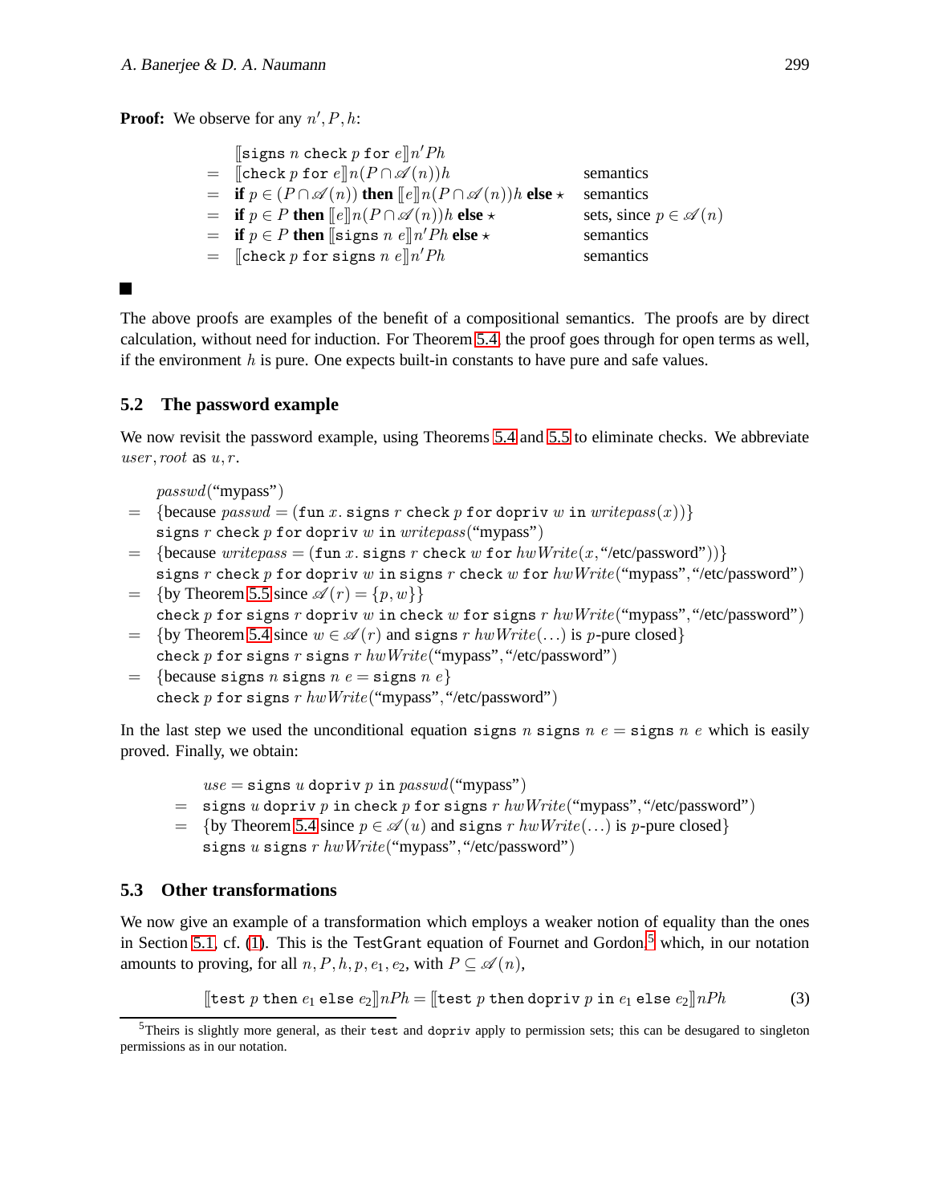**Proof:** We observe for any $n', P, h$:

$$
\begin{array}{lll}
 & [\![\texttt{signs}\ n\ \texttt{check}\ p\ \texttt{for}\ e]\!] n' P h & \\
= & [\![\texttt{check}\ p\ \texttt{for}\ e]\!] n (P \cap \mathscr{A}(n)) h & \text{semantics} \\
= & \textbf{if}\ p \in (P \cap \mathscr{A}(n))\ \textbf{then}\ [\![e]\!] n (P \cap \mathscr{A}(n)) h\ \textbf{else}\ \star & \text{semantics} \\
= & \textbf{if}\ p \in P\ \textbf{then}\ [\![e]\!] n (P \cap \mathscr{A}(n)) h\ \textbf{else}\ \star & \text{sets, since } p \in \mathscr{A}(n) \\
= & \textbf{if}\ p \in P\ \textbf{then}\ [\![\texttt{signs}\ n\ e]\!] n' P h\ \textbf{else}\ \star & \text{semantics} \\
= & [\![\texttt{check}\ p\ \texttt{for}\ \texttt{signs}\ n\ e]\!] n' P h & \text{semantics}
\end{array}
$$

■

The above proofs are examples of the benefit of a compositional semantics. The proofs are by direct calculation, without need for induction. For Theorem 5.4, the proof goes through for open terms as well, if the environment $h$ is pure. One expects built-in constants to have pure and safe values.

## 5.2 The password example

We now revisit the password example, using Theorems 5.4 and 5.5 to eliminate checks. We abbreviate $user, root$ as $u, r$.

$$
\begin{array}{ll}
 & passwd(\text{“mypass”}) \\
= & \{\text{because } passwd = (\texttt{fun}\ x.\ \texttt{signs}\ r\ \texttt{check}\ p\ \texttt{for}\ \texttt{dopriv}\ w\ \texttt{in}\ writepass(x))\} \\
 & \texttt{signs}\ r\ \texttt{check}\ p\ \texttt{for}\ \texttt{dopriv}\ w\ \texttt{in}\ writepass(\text{“mypass”}) \\
= & \{\text{because } writepass = (\texttt{fun}\ x.\ \texttt{signs}\ r\ \texttt{check}\ w\ \texttt{for}\ hwWrite(x, \text{“/etc/password”}))\} \\
 & \texttt{signs}\ r\ \texttt{check}\ p\ \texttt{for}\ \texttt{dopriv}\ w\ \texttt{in}\ \texttt{signs}\ r\ \texttt{check}\ w\ \texttt{for}\ hwWrite(\text{“mypass”}, \text{“/etc/password”}) \\
= & \{\text{by Theorem 5.5 since } \mathscr{A}(r) = \{p, w\}\} \\
 & \texttt{check}\ p\ \texttt{for}\ \texttt{signs}\ r\ \texttt{dopriv}\ w\ \texttt{in}\ \texttt{check}\ w\ \texttt{for}\ \texttt{signs}\ r\ hwWrite(\text{“mypass”}, \text{“/etc/password”}) \\
= & \{\text{by Theorem 5.4 since } w \in \mathscr{A}(r) \text{ and } \texttt{signs}\ r\ hwWrite(\ldots) \text{ is } p\text{-pure closed}\} \\
 & \texttt{check}\ p\ \texttt{for}\ \texttt{signs}\ r\ \texttt{signs}\ r\ hwWrite(\text{“mypass”}, \text{“/etc/password”}) \\
= & \{\text{because } \texttt{signs}\ n\ \texttt{signs}\ n\ e = \texttt{signs}\ n\ e\} \\
 & \texttt{check}\ p\ \texttt{for}\ \texttt{signs}\ r\ hwWrite(\text{“mypass”}, \text{“/etc/password”})
\end{array}
$$

In the last step we used the unconditional equation $\texttt{signs}\ n\ \texttt{signs}\ n\ e = \texttt{signs}\ n\ e$ which is easily proved. Finally, we obtain:

$$
\begin{array}{ll}
 & use = \texttt{signs}\ u\ \texttt{dopriv}\ p\ \texttt{in}\ passwd(\text{“mypass”}) \\
= & \texttt{signs}\ u\ \texttt{dopriv}\ p\ \texttt{in}\ \texttt{check}\ p\ \texttt{for}\ \texttt{signs}\ r\ hwWrite(\text{“mypass”}, \text{“/etc/password”}) \\
= & \{\text{by Theorem 5.4 since } p \in \mathscr{A}(u) \text{ and } \texttt{signs}\ r\ hwWrite(\ldots) \text{ is } p\text{-pure closed}\} \\
 & \texttt{signs}\ u\ \texttt{signs}\ r\ hwWrite(\text{“mypass”}, \text{“/etc/password”})
\end{array}
$$

## 5.3 Other transformations

We now give an example of a transformation which employs a weaker notion of equality than the ones in Section 5.1, cf. (1). This is the TestGrant equation of Fournet and Gordon,[5] which, in our notation amounts to proving, for all $n, P, h, p, e_1, e_2$, with $P \subseteq \mathscr{A}(n)$,

$$[\![\texttt{test}\ p\ \texttt{then}\ e_1\ \texttt{else}\ e_2]\!] nPh = [\![\texttt{test}\ p\ \texttt{then}\ \texttt{dopriv}\ p\ \texttt{in}\ e_1\ \texttt{else}\ e_2]\!] nPh \qquad (3)$$

[5] Theirs is slightly more general, as their `test` and `dopriv` apply to permission sets; this can be desugared to singleton permissions as in our notation.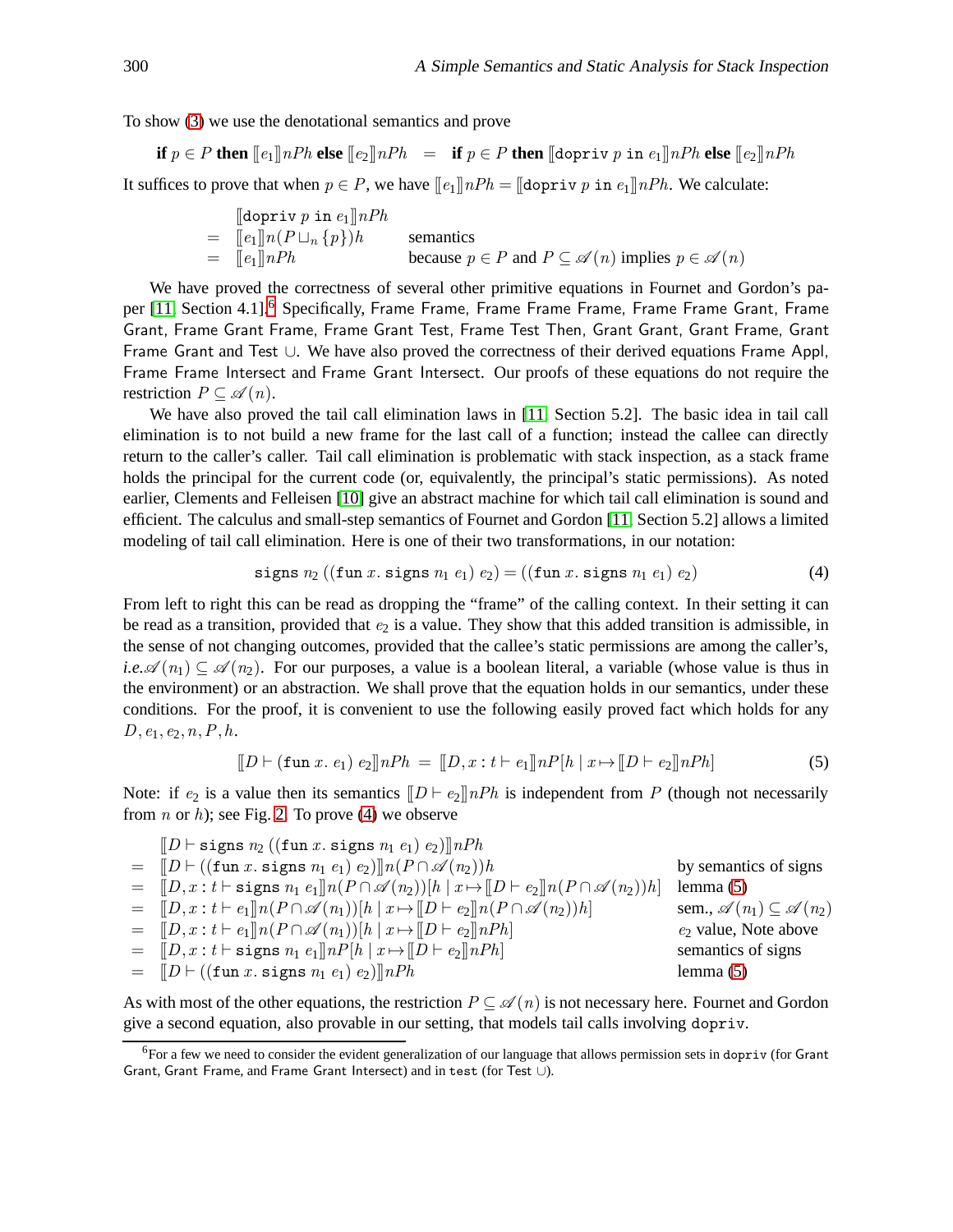To show (3) we use the denotational semantics and prove

$$\textbf{if } p \in P \textbf{ then } [\![e_1]\!]nPh \textbf{ else } [\![e_2]\!]nPh \quad = \quad \textbf{if } p \in P \textbf{ then } [\![\texttt{dopriv}\ p\ \texttt{in}\ e_1]\!]nPh \textbf{ else } [\![e_2]\!]nPh$$

It suffices to prove that when $p \in P$, we have $[\![e_1]\!]nPh = [\![\texttt{dopriv}\ p\ \texttt{in}\ e_1]\!]nPh$. We calculate:

$$\begin{array}{lll} & [\![\texttt{dopriv}\ p\ \texttt{in}\ e_1]\!]nPh & \\ = & [\![e_1]\!]n(P \sqcup_n \{p\})h & \text{semantics} \\ = & [\![e_1]\!]nPh & \text{because } p \in P \text{ and } P \subseteq \mathscr{A}(n) \text{ implies } p \in \mathscr{A}(n) \end{array}$$

We have proved the correctness of several other primitive equations in Fournet and Gordon's paper [11, Section 4.1].[6] Specifically, Frame Frame, Frame Frame Frame, Frame Frame Grant, Frame Grant, Frame Grant Frame, Frame Grant Test, Frame Test Then, Grant Grant, Grant Frame, Grant Frame Grant and Test $\cup$. We have also proved the correctness of their derived equations Frame Appl, Frame Frame Intersect and Frame Grant Intersect. Our proofs of these equations do not require the restriction $P \subseteq \mathscr{A}(n)$.

We have also proved the tail call elimination laws in [11, Section 5.2]. The basic idea in tail call elimination is to not build a new frame for the last call of a function; instead the callee can directly return to the caller's caller. Tail call elimination is problematic with stack inspection, as a stack frame holds the principal for the current code (or, equivalently, the principal's static permissions). As noted earlier, Clements and Felleisen [10] give an abstract machine for which tail call elimination is sound and efficient. The calculus and small-step semantics of Fournet and Gordon [11, Section 5.2] allows a limited modeling of tail call elimination. Here is one of their two transformations, in our notation:

$$\texttt{signs}\ n_2\ ((\texttt{fun}\ x.\ \texttt{signs}\ n_1\ e_1)\ e_2) = ((\texttt{fun}\ x.\ \texttt{signs}\ n_1\ e_1)\ e_2) \tag{4}$$

From left to right this can be read as dropping the "frame" of the calling context. In their setting it can be read as a transition, provided that $e_2$ is a value. They show that this added transition is admissible, in the sense of not changing outcomes, provided that the callee's static permissions are among the caller's, *i.e.* $\mathscr{A}(n_1) \subseteq \mathscr{A}(n_2)$. For our purposes, a value is a boolean literal, a variable (whose value is thus in the environment) or an abstraction. We shall prove that the equation holds in our semantics, under these conditions. For the proof, it is convenient to use the following easily proved fact which holds for any $D, e_1, e_2, n, P, h$.

$$[\![D \vdash (\texttt{fun}\ x.\ e_1)\ e_2]\!]nPh \;=\; [\![D, x:t \vdash e_1]\!]nP[h \mid x \mapsto [\![D \vdash e_2]\!]nPh] \tag{5}$$

Note: if $e_2$ is a value then its semantics $[\![D \vdash e_2]\!]nPh$ is independent from $P$ (though not necessarily from $n$ or $h$); see Fig. 2. To prove (4) we observe

$$\begin{array}{lll} & [\![D \vdash \texttt{signs}\ n_2\ ((\texttt{fun}\ x.\ \texttt{signs}\ n_1\ e_1)\ e_2)]\!]nPh & \\ = & [\![D \vdash ((\texttt{fun}\ x.\ \texttt{signs}\ n_1\ e_1)\ e_2)]\!]n(P \cap \mathscr{A}(n_2))h & \text{by semantics of signs} \\ = & [\![D, x:t \vdash \texttt{signs}\ n_1\ e_1]\!]n(P \cap \mathscr{A}(n_2))[h \mid x \mapsto [\![D \vdash e_2]\!]n(P \cap \mathscr{A}(n_2))h] & \text{lemma (5)} \\ = & [\![D, x:t \vdash e_1]\!]n(P \cap \mathscr{A}(n_1))[h \mid x \mapsto [\![D \vdash e_2]\!]n(P \cap \mathscr{A}(n_2))h] & \text{sem., } \mathscr{A}(n_1) \subseteq \mathscr{A}(n_2) \\ = & [\![D, x:t \vdash e_1]\!]n(P \cap \mathscr{A}(n_1))[h \mid x \mapsto [\![D \vdash e_2]\!]nPh] & e_2 \text{ value, Note above} \\ = & [\![D, x:t \vdash \texttt{signs}\ n_1\ e_1]\!]nP[h \mid x \mapsto [\![D \vdash e_2]\!]nPh] & \text{semantics of signs} \\ = & [\![D \vdash ((\texttt{fun}\ x.\ \texttt{signs}\ n_1\ e_1)\ e_2)]\!]nPh & \text{lemma (5)} \end{array}$$

As with most of the other equations, the restriction $P \subseteq \mathscr{A}(n)$ is not necessary here. Fournet and Gordon give a second equation, also provable in our setting, that models tail calls involving `dopriv`.

[6] For a few we need to consider the evident generalization of our language that allows permission sets in `dopriv` (for Grant Grant, Grant Frame, and Frame Grant Intersect) and in `test` (for Test $\cup$).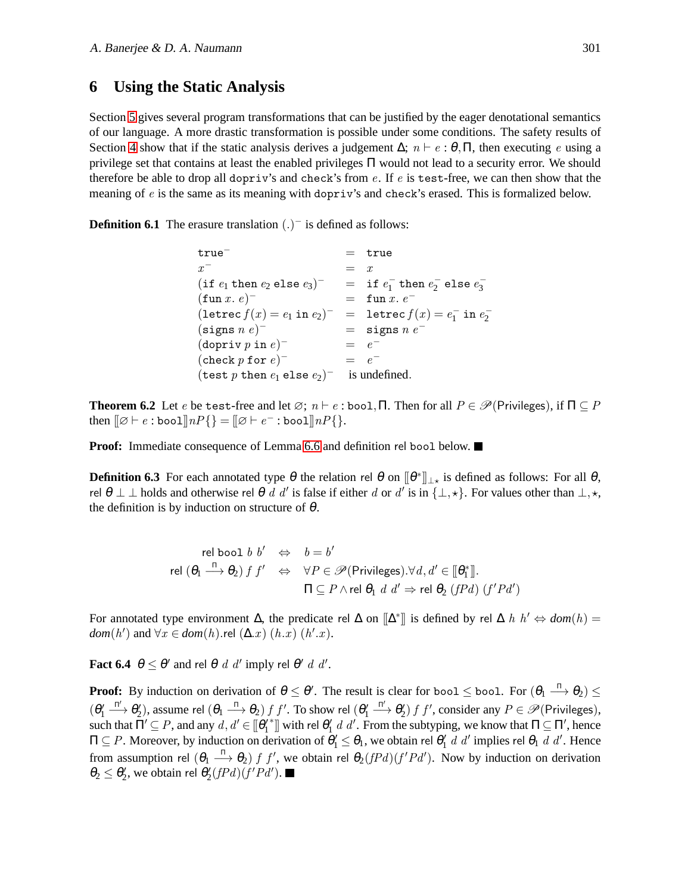## 6 Using the Static Analysis

Section 5 gives several program transformations that can be justified by the eager denotational semantics of our language. A more drastic transformation is possible under some conditions. The safety results of Section 4 show that if the static analysis derives a judgement $\Delta;\, n \vdash e : \theta, \Pi$, then executing $e$ using a privilege set that contains at least the enabled privileges $\Pi$ would not lead to a security error. We should therefore be able to drop all `dopriv`'s and `check`'s from $e$. If $e$ is `test`-free, we can then show that the meaning of $e$ is the same as its meaning with `dopriv`'s and `check`'s erased. This is formalized below.

**Definition 6.1** The erasure translation $(.)^-$ is defined as follows:

$$
\begin{array}{lcl}
\texttt{true}^- & = & \texttt{true} \\
x^- & = & x \\
(\texttt{if}\ e_1\ \texttt{then}\ e_2\ \texttt{else}\ e_3)^- & = & \texttt{if}\ e_1^-\ \texttt{then}\ e_2^-\ \texttt{else}\ e_3^- \\
(\texttt{fun}\ x.\ e)^- & = & \texttt{fun}\ x.\ e^- \\
(\texttt{letrec}\ f(x) = e_1\ \texttt{in}\ e_2)^- & = & \texttt{letrec}\ f(x) = e_1^-\ \texttt{in}\ e_2^- \\
(\texttt{signs}\ n\ e)^- & = & \texttt{signs}\ n\ e^- \\
(\texttt{dopriv}\ p\ \texttt{in}\ e)^- & = & e^- \\
(\texttt{check}\ p\ \texttt{for}\ e)^- & = & e^- \\
(\texttt{test}\ p\ \texttt{then}\ e_1\ \texttt{else}\ e_2)^- & & \text{is undefined.}
\end{array}
$$

**Theorem 6.2** Let $e$ be `test`-free and let $\varnothing;\, n \vdash e : \texttt{bool}, \Pi$. Then for all $P \in \mathscr{P}(\text{Privileges})$, if $\Pi \subseteq P$ then $[\![\varnothing \vdash e : \texttt{bool}]\!] nP\{\} = [\![\varnothing \vdash e^- : \texttt{bool}]\!] nP\{\}$.

**Proof:** Immediate consequence of Lemma 6.6 and definition rel `bool` below. ■

**Definition 6.3** For each annotated type $\theta$ the relation rel $\theta$ on $[\![\theta^*]\!]_{\bot\star}$ is defined as follows: For all $\theta$, rel $\theta \bot \bot$ holds and otherwise rel $\theta\ d\ d'$ is false if either $d$ or $d'$ is in $\{\bot, \star\}$. For values other than $\bot, \star$, the definition is by induction on structure of $\theta$.

$$
\begin{array}{rcl}
\text{rel}\ \texttt{bool}\ b\ b' & \Leftrightarrow & b = b' \\
\text{rel}\ (\theta_1 \stackrel{\Pi}{\longrightarrow} \theta_2)\ f\ f' & \Leftrightarrow & \forall P \in \mathscr{P}(\text{Privileges}). \forall d, d' \in [\![\theta_1^*]\!]. \\
& & \Pi \subseteq P \wedge \text{rel}\ \theta_1\ d\ d' \Rightarrow \text{rel}\ \theta_2\ (fPd)\ (f'Pd')
\end{array}
$$

For annotated type environment $\Delta$, the predicate rel $\Delta$ on $[\![\Delta^*]\!]$ is defined by rel $\Delta\ h\ h' \Leftrightarrow dom(h) = dom(h')$ and $\forall x \in dom(h).\text{rel}\ (\Delta.x)\ (h.x)\ (h'.x)$.

**Fact 6.4** $\theta \le \theta'$ and rel $\theta\ d\ d'$ imply rel $\theta'\ d\ d'$.

**Proof:** By induction on derivation of $\theta \le \theta'$. The result is clear for $\texttt{bool} \le \texttt{bool}$. For $(\theta_1 \stackrel{\Pi}{\longrightarrow} \theta_2) \le (\theta_1' \stackrel{\Pi'}{\longrightarrow} \theta_2')$, assume rel $(\theta_1 \stackrel{\Pi}{\longrightarrow} \theta_2)\ f\ f'$. To show rel $(\theta_1' \stackrel{\Pi'}{\longrightarrow} \theta_2')\ f\ f'$, consider any $P \in \mathscr{P}(\text{Privileges})$, such that $\Pi' \subseteq P$, and any $d, d' \in [\![\theta_1'^*]\!]$ with rel $\theta_1'\ d\ d'$. From the subtyping, we know that $\Pi \subseteq \Pi'$, hence $\Pi \subseteq P$. Moreover, by induction on derivation of $\theta_1' \le \theta_1$, we obtain rel $\theta_1'\ d\ d'$ implies rel $\theta_1\ d\ d'$. Hence from assumption rel $(\theta_1 \stackrel{\Pi}{\longrightarrow} \theta_2)\ f\ f'$, we obtain rel $\theta_2 (fPd)(f'Pd')$. Now by induction on derivation $\theta_2 \le \theta_2'$, we obtain rel $\theta_2'(fPd)(f'Pd')$. ■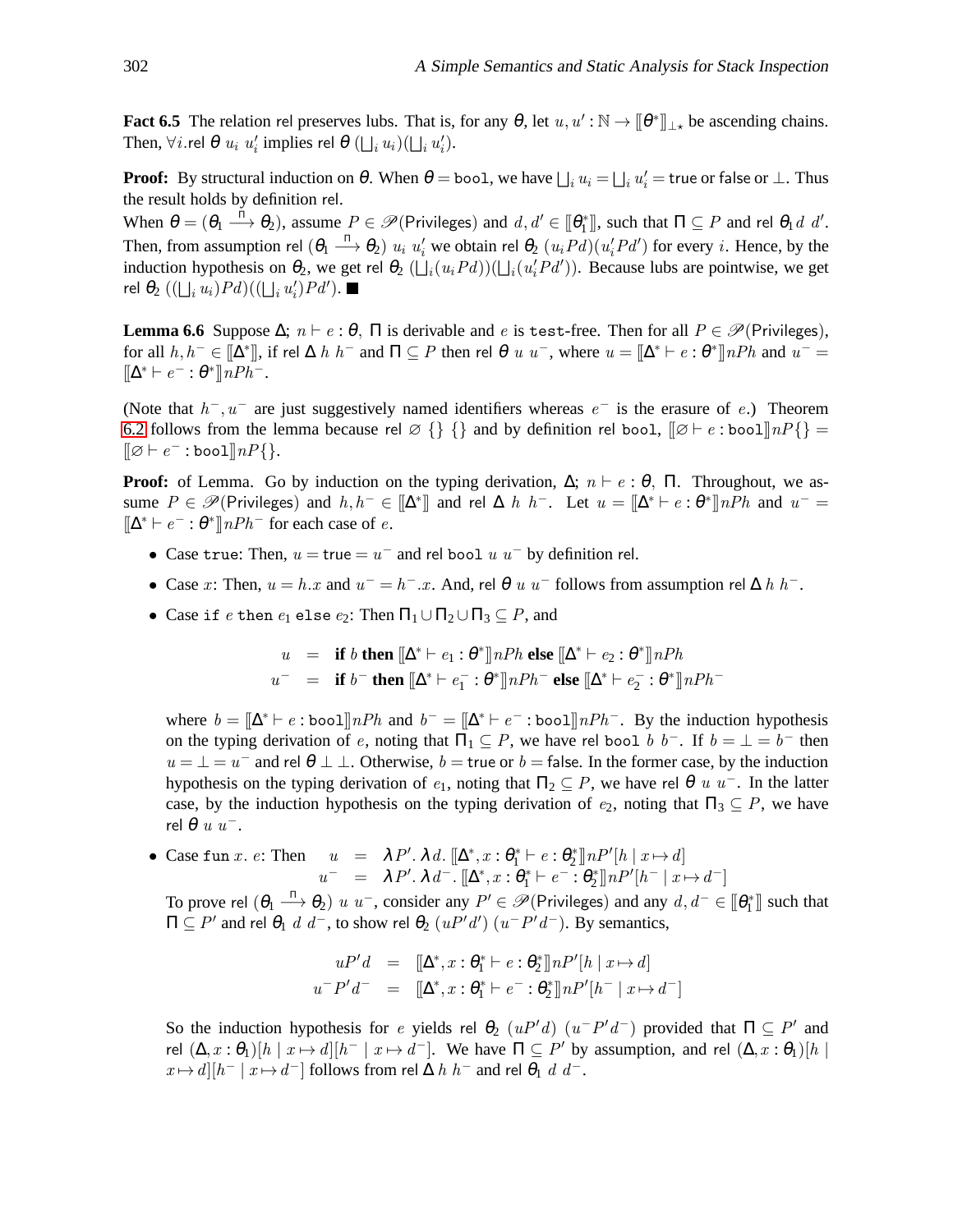**Fact 6.5** The relation rel preserves lubs. That is, for any $\theta$, let $u, u' : \mathbb{N} \to [\![\theta^*]\!]_{\perp\star}$ be ascending chains. Then, $\forall i.\mathsf{rel}\ \theta\ u_i\ u'_i$ implies $\mathsf{rel}\ \theta\ (\bigsqcup_i u_i)(\bigsqcup_i u'_i)$.

**Proof:** By structural induction on $\theta$. When $\theta = \mathtt{bool}$, we have $\bigsqcup_i u_i = \bigsqcup_i u'_i = \mathsf{true}$ or $\mathsf{false}$ or $\perp$. Thus the result holds by definition rel.

When $\theta = (\theta_1 \xrightarrow{\Pi} \theta_2)$, assume $P \in \mathscr{P}(\mathsf{Privileges})$ and $d, d' \in [\![\theta_1^*]\!]$, such that $\Pi \subseteq P$ and $\mathsf{rel}\ \theta_1\ d\ d'$. Then, from assumption $\mathsf{rel}\ (\theta_1 \xrightarrow{\Pi} \theta_2)\ u_i\ u'_i$ we obtain $\mathsf{rel}\ \theta_2\ (u_i P d)(u'_i P d')$ for every $i$. Hence, by the induction hypothesis on $\theta_2$, we get $\mathsf{rel}\ \theta_2\ (\bigsqcup_i (u_i P d))(\bigsqcup_i (u'_i P d'))$. Because lubs are pointwise, we get $\mathsf{rel}\ \theta_2\ ((\bigsqcup_i u_i) P d)((\bigsqcup_i u'_i) P d')$. ∎

**Lemma 6.6** Suppose $\Delta;\ n \vdash e : \theta,\ \Pi$ is derivable and $e$ is test-free. Then for all $P \in \mathscr{P}(\mathsf{Privileges})$, for all $h, h^- \in [\![\Delta^*]\!]$, if $\mathsf{rel}\ \Delta\ h\ h^-$ and $\Pi \subseteq P$ then $\mathsf{rel}\ \theta\ u\ u^-$, where $u = [\![\Delta^* \vdash e : \theta^*]\!] nPh$ and $u^- = [\![\Delta^* \vdash e^- : \theta^*]\!] nPh^-$.

(Note that $h^-, u^-$ are just suggestively named identifiers whereas $e^-$ is the erasure of $e$.) Theorem 6.2 follows from the lemma because $\mathsf{rel}\ \varnothing\ \{\}\ \{\}$ and by definition $\mathsf{rel}\ \mathtt{bool}$, $[\![\varnothing \vdash e : \mathtt{bool}]\!] nP\{\} = [\![\varnothing \vdash e^- : \mathtt{bool}]\!] nP\{\}$.

**Proof:** of Lemma. Go by induction on the typing derivation, $\Delta;\ n \vdash e : \theta,\ \Pi$. Throughout, we assume $P \in \mathscr{P}(\mathsf{Privileges})$ and $h, h^- \in [\![\Delta^*]\!]$ and $\mathsf{rel}\ \Delta\ h\ h^-$. Let $u = [\![\Delta^* \vdash e : \theta^*]\!] nPh$ and $u^- = [\![\Delta^* \vdash e^- : \theta^*]\!] nPh^-$ for each case of $e$.

- Case $\mathtt{true}$: Then, $u = \mathsf{true} = u^-$ and $\mathsf{rel}\ \mathtt{bool}\ u\ u^-$ by definition rel.
- Case $x$: Then, $u = h.x$ and $u^- = h^-.x$. And, $\mathsf{rel}\ \theta\ u\ u^-$ follows from assumption $\mathsf{rel}\ \Delta\ h\ h^-$.
- Case $\mathtt{if}\ e\ \mathtt{then}\ e_1\ \mathtt{else}\ e_2$: Then $\Pi_1 \cup \Pi_2 \cup \Pi_3 \subseteq P$, and

$$
\begin{aligned}
u &= \textbf{if}\ b\ \textbf{then}\ [\![\Delta^* \vdash e_1 : \theta^*]\!] nPh\ \textbf{else}\ [\![\Delta^* \vdash e_2 : \theta^*]\!] nPh \\
u^- &= \textbf{if}\ b^-\ \textbf{then}\ [\![\Delta^* \vdash e_1^- : \theta^*]\!] nPh^-\ \textbf{else}\ [\![\Delta^* \vdash e_2^- : \theta^*]\!] nPh^-
\end{aligned}
$$

  where $b = [\![\Delta^* \vdash e : \mathtt{bool}]\!] nPh$ and $b^- = [\![\Delta^* \vdash e^- : \mathtt{bool}]\!] nPh^-$. By the induction hypothesis on the typing derivation of $e$, noting that $\Pi_1 \subseteq P$, we have $\mathsf{rel}\ \mathtt{bool}\ b\ b^-$. If $b = \perp = b^-$ then $u = \perp = u^-$ and $\mathsf{rel}\ \theta\ \perp\ \perp$. Otherwise, $b = \mathsf{true}$ or $b = \mathsf{false}$. In the former case, by the induction hypothesis on the typing derivation of $e_1$, noting that $\Pi_2 \subseteq P$, we have $\mathsf{rel}\ \theta\ u\ u^-$. In the latter case, by the induction hypothesis on the typing derivation of $e_2$, noting that $\Pi_3 \subseteq P$, we have $\mathsf{rel}\ \theta\ u\ u^-$.

- Case $\mathtt{fun}\ x.\ e$: Then

$$
\begin{aligned}
u &= \lambda P'.\ \lambda d.\ [\![\Delta^*, x : \theta_1^* \vdash e : \theta_2^*]\!] nP'[h \mid x \mapsto d] \\
u^- &= \lambda P'.\ \lambda d^-.\ [\![\Delta^*, x : \theta_1^* \vdash e^- : \theta_2^*]\!] nP'[h^- \mid x \mapsto d^-]
\end{aligned}
$$

  To prove $\mathsf{rel}\ (\theta_1 \xrightarrow{\Pi} \theta_2)\ u\ u^-$, consider any $P' \in \mathscr{P}(\mathsf{Privileges})$ and any $d, d^- \in [\![\theta_1^*]\!]$ such that $\Pi \subseteq P'$ and $\mathsf{rel}\ \theta_1\ d\ d^-$, to show $\mathsf{rel}\ \theta_2\ (uP'd')\ (u^-P'd^-)$. By semantics,

$$
\begin{aligned}
uP'd &= [\![\Delta^*, x : \theta_1^* \vdash e : \theta_2^*]\!] nP'[h \mid x \mapsto d] \\
u^-P'd^- &= [\![\Delta^*, x : \theta_1^* \vdash e^- : \theta_2^*]\!] nP'[h^- \mid x \mapsto d^-]
\end{aligned}
$$

  So the induction hypothesis for $e$ yields $\mathsf{rel}\ \theta_2\ (uP'd)\ (u^-P'd^-)$ provided that $\Pi \subseteq P'$ and $\mathsf{rel}\ (\Delta, x : \theta_1)[h \mid x \mapsto d][h^- \mid x \mapsto d^-]$. We have $\Pi \subseteq P'$ by assumption, and $\mathsf{rel}\ (\Delta, x : \theta_1)[h \mid x \mapsto d][h^- \mid x \mapsto d^-]$ follows from $\mathsf{rel}\ \Delta\ h\ h^-$ and $\mathsf{rel}\ \theta_1\ d\ d^-$.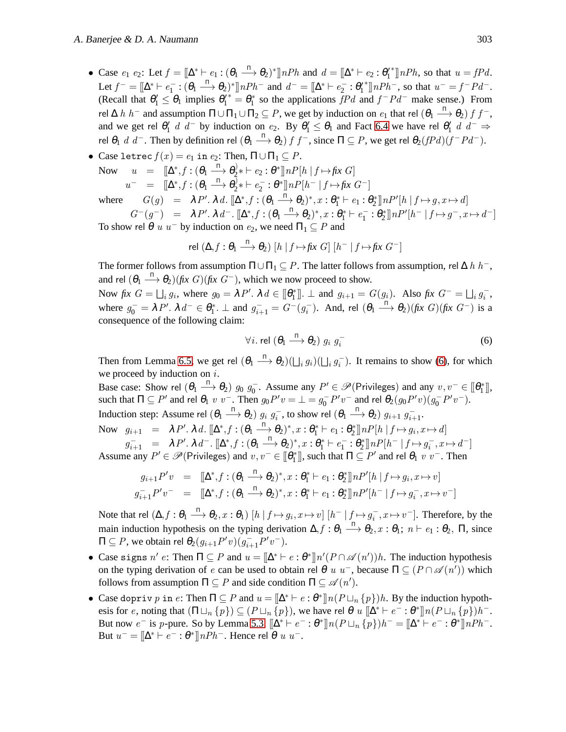- Case $e_1\ e_2$: Let $f = [\![\Delta^* \vdash e_1 : (\theta_1 \xrightarrow{\Pi} \theta_2)^*]\!] nPh$ and $d = [\![\Delta^* \vdash e_2 : \theta_1'^*]\!] nPh$, so that $u = fPd$. Let $f^- = [\![\Delta^* \vdash e_1^- : (\theta_1 \xrightarrow{\Pi} \theta_2)^*]\!] nPh^-$ and $d^- = [\![\Delta^* \vdash e_2^- : \theta_1'^*]\!] nPh^-$, so that $u^- = f^-Pd^-$. (Recall that $\theta_1' \leq \theta_1$ implies $\theta_1'^* = \theta_1^*$ so the applications $fPd$ and $f^-Pd^-$ make sense.) From $\mathsf{rel}\ \Delta\ h\ h^-$ and assumption $\Pi \cup \Pi_1 \cup \Pi_2 \subseteq P$, we get by induction on $e_1$ that $\mathsf{rel}\ (\theta_1 \xrightarrow{\Pi} \theta_2)\ f\ f^-$, and we get $\mathsf{rel}\ \theta_1'\ d\ d^-$ by induction on $e_2$. By $\theta_1' \leq \theta_1$ and Fact 6.4 we have $\mathsf{rel}\ \theta_1'\ d\ d^- \Rightarrow \mathsf{rel}\ \theta_1\ d\ d^-$. Then by definition $\mathsf{rel}\ (\theta_1 \xrightarrow{\Pi} \theta_2)\ f\ f^-$, since $\Pi \subseteq P$, we get $\mathsf{rel}\ \theta_2 (fPd)(f^-Pd^-)$.

- Case $\texttt{letrec}\ f(x) = e_1\ \texttt{in}\ e_2$: Then, $\Pi \cup \Pi_1 \subseteq P$.

$$
\begin{array}{rcl}
u & = & [\![\Delta^*, f : (\theta_1 \xrightarrow{\Pi} \theta_2)^* \vdash e_2 : \theta^*]\!] nP[h \mid f \mapsto \mathit{fix}\ G] \\
u^- & = & [\![\Delta^*, f : (\theta_1 \xrightarrow{\Pi} \theta_2)^* \vdash e_2^- : \theta^*]\!] nP[h^- \mid f \mapsto \mathit{fix}\ G^-]
\end{array}
$$

Now (above), where

$$
\begin{array}{rcl}
G(g) & = & \lambda P'.\, \lambda d.\, [\![\Delta^*, f : (\theta_1 \xrightarrow{\Pi} \theta_2)^*, x : \theta_1^* \vdash e_1 : \theta_2^*]\!] nP'[h \mid f \mapsto g, x \mapsto d] \\
G^-(g^-) & = & \lambda P'.\, \lambda d^-.\, [\![\Delta^*, f : (\theta_1 \xrightarrow{\Pi} \theta_2)^*, x : \theta_1^* \vdash e_1^- : \theta_2^*]\!] nP'[h^- \mid f \mapsto g^-, x \mapsto d^-]
\end{array}
$$

To show $\mathsf{rel}\ \theta\ u\ u^-$ by induction on $e_2$, we need $\Pi_1 \subseteq P$ and

$$
\mathsf{rel}\ (\Delta, f : \theta_1 \xrightarrow{\Pi} \theta_2)\ [h \mid f \mapsto \mathit{fix}\ G]\ [h^- \mid f \mapsto \mathit{fix}\ G^-]
$$

The former follows from assumption $\Pi \cup \Pi_1 \subseteq P$. The latter follows from assumption, $\mathsf{rel}\ \Delta\ h\ h^-$, and $\mathsf{rel}\ (\theta_1 \xrightarrow{\Pi} \theta_2)(\mathit{fix}\ G)(\mathit{fix}\ G^-)$, which we now proceed to show.

Now $\mathit{fix}\ G = \bigsqcup_i g_i$, where $g_0 = \lambda P'.\, \lambda d \in [\![\theta_1^*]\!].\ \bot$ and $g_{i+1} = G(g_i)$. Also $\mathit{fix}\ G^- = \bigsqcup_i g_i^-$, where $g_0^- = \lambda P'.\, \lambda d^- \in \theta_1^*.\ \bot$ and $g_{i+1}^- = G^-(g_i^-)$. And, $\mathsf{rel}\ (\theta_1 \xrightarrow{\Pi} \theta_2)(\mathit{fix}\ G)(\mathit{fix}\ G^-)$ is a consequence of the following claim:

$$
\forall i.\ \mathsf{rel}\ (\theta_1 \xrightarrow{\Pi} \theta_2)\ g_i\ g_i^- \tag{6}
$$

Then from Lemma 6.5, we get $\mathsf{rel}\ (\theta_1 \xrightarrow{\Pi} \theta_2)(\bigsqcup_i g_i)(\bigsqcup_i g_i^-)$. It remains to show (6), for which we proceed by induction on $i$.

Base case: Show $\mathsf{rel}\ (\theta_1 \xrightarrow{\Pi} \theta_2)\ g_0\ g_0^-$. Assume any $P' \in \mathscr{P}(\mathsf{Privileges})$ and any $v, v^- \in [\![\theta_1^*]\!]$, such that $\Pi \subseteq P'$ and $\mathsf{rel}\ \theta_1\ v\ v^-$. Then $g_0 P' v = \bot = g_0^- P' v^-$ and $\mathsf{rel}\ \theta_2 (g_0 P' v)(g_0^- P' v^-)$.

Induction step: Assume $\mathsf{rel}\ (\theta_1 \xrightarrow{\Pi} \theta_2)\ g_i\ g_i^-$, to show $\mathsf{rel}\ (\theta_1 \xrightarrow{\Pi} \theta_2)\ g_{i+1}\ g_{i+1}^-$.

$$
\begin{array}{rcl}
g_{i+1} & = & \lambda P'.\, \lambda d.\, [\![\Delta^*, f : (\theta_1 \xrightarrow{\Pi} \theta_2)^*, x : \theta_1^* \vdash e_1 : \theta_2^*]\!] nP[h \mid f \mapsto g_i, x \mapsto d] \\
g_{i+1}^- & = & \lambda P'.\, \lambda d^-.\, [\![\Delta^*, f : (\theta_1 \xrightarrow{\Pi} \theta_2)^*, x : \theta_1^* \vdash e_1^- : \theta_2^*]\!] nP[h^- \mid f \mapsto g_i^-, x \mapsto d^-]
\end{array}
$$

Now (above). Assume any $P' \in \mathscr{P}(\mathsf{Privileges})$ and $v, v^- \in [\![\theta_1^*]\!]$, such that $\Pi \subseteq P'$ and $\mathsf{rel}\ \theta_1\ v\ v^-$. Then

$$
\begin{array}{rcl}
g_{i+1} P' v & = & [\![\Delta^*, f : (\theta_1 \xrightarrow{\Pi} \theta_2)^*, x : \theta_1^* \vdash e_1 : \theta_2^*]\!] nP'[h \mid f \mapsto g_i, x \mapsto v] \\
g_{i+1}^- P' v^- & = & [\![\Delta^*, f : (\theta_1 \xrightarrow{\Pi} \theta_2)^*, x : \theta_1^* \vdash e_1 : \theta_2^*]\!] nP'[h^- \mid f \mapsto g_i^-, x \mapsto v^-]
\end{array}
$$

Note that $\mathsf{rel}\ (\Delta, f : \theta_1 \xrightarrow{\Pi} \theta_2, x : \theta_1)\ [h \mid f \mapsto g_i, x \mapsto v]\ [h^- \mid f \mapsto g_i^-, x \mapsto v^-]$. Therefore, by the main induction hypothesis on the typing derivation $\Delta, f : \theta_1 \xrightarrow{\Pi} \theta_2, x : \theta_1;\ n \vdash e_1 : \theta_2,\ \Pi$, since $\Pi \subseteq P$, we obtain $\mathsf{rel}\ \theta_2 (g_{i+1} P' v)(g_{i+1}^- P' v^-)$.

- Case $\texttt{signs}\ n'\ e$: Then $\Pi \subseteq P$ and $u = [\![\Delta^* \vdash e : \theta^*]\!] n'(P \cap \mathscr{A}(n'))h$. The induction hypothesis on the typing derivation of $e$ can be used to obtain $\mathsf{rel}\ \theta\ u\ u^-$, because $\Pi \subseteq (P \cap \mathscr{A}(n'))$ which follows from assumption $\Pi \subseteq P$ and side condition $\Pi \subseteq \mathscr{A}(n')$.

- Case $\texttt{dopriv}\ p\ \texttt{in}\ e$: Then $\Pi \subseteq P$ and $u = [\![\Delta^* \vdash e : \theta^*]\!] n(P \sqcup_n \{p\})h$. By the induction hypothesis for $e$, noting that $(\Pi \sqcup_n \{p\}) \subseteq (P \sqcup_n \{p\})$, we have $\mathsf{rel}\ \theta\ u\ [\![\Delta^* \vdash e^- : \theta^*]\!] n(P \sqcup_n \{p\})h^-$. But now $e^-$ is $p$-pure. So by Lemma 5.3, $[\![\Delta^* \vdash e^- : \theta^*]\!] n(P \sqcup_n \{p\})h^- = [\![\Delta^* \vdash e^- : \theta^*]\!] nPh^-$. But $u^- = [\![\Delta^* \vdash e^- : \theta^*]\!] nPh^-$. Hence $\mathsf{rel}\ \theta\ u\ u^-$.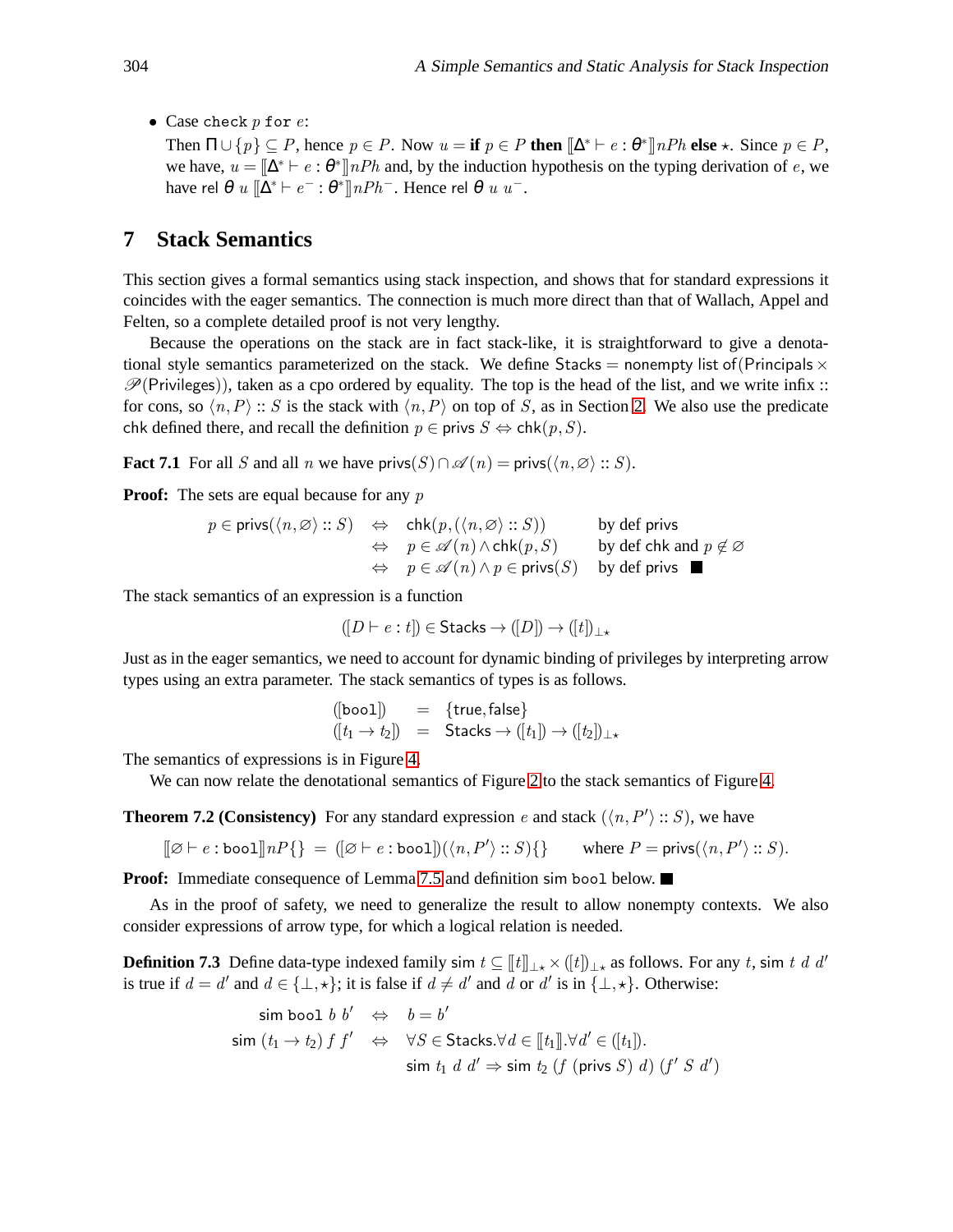- Case `check` $p$ `for` $e$:
  Then $\Pi \cup \{p\} \subseteq P$, hence $p \in P$. Now $u = \textbf{if } p \in P \textbf{ then } [\![\Delta^* \vdash e : \theta^*]\!] nPh \textbf{ else } \star$. Since $p \in P$, we have, $u = [\![\Delta^* \vdash e : \theta^*]\!] nPh$ and, by the induction hypothesis on the typing derivation of $e$, we have $\mathsf{rel}\ \theta\ u\ [\![\Delta^* \vdash e^- : \theta^*]\!] nPh^-$. Hence $\mathsf{rel}\ \theta\ u\ u^-$.

## 7 Stack Semantics

This section gives a formal semantics using stack inspection, and shows that for standard expressions it coincides with the eager semantics. The connection is much more direct than that of Wallach, Appel and Felten, so a complete detailed proof is not very lengthy.

Because the operations on the stack are in fact stack-like, it is straightforward to give a denotational style semantics parameterized on the stack. We define $\mathsf{Stacks} = $ nonempty list of$(\mathsf{Principals} \times \mathscr{P}(\mathsf{Privileges}))$, taken as a cpo ordered by equality. The top is the head of the list, and we write infix :: for cons, so $\langle n, P\rangle :: S$ is the stack with $\langle n, P\rangle$ on top of $S$, as in Section 2. We also use the predicate $\mathsf{chk}$ defined there, and recall the definition $p \in \mathsf{privs}\ S \Leftrightarrow \mathsf{chk}(p, S)$.

**Fact 7.1** For all $S$ and all $n$ we have $\mathsf{privs}(S) \cap \mathscr{A}(n) = \mathsf{privs}(\langle n, \varnothing\rangle :: S)$.

**Proof:** The sets are equal because for any $p$

$$
\begin{array}{rcll}
p \in \mathsf{privs}(\langle n, \varnothing\rangle :: S) & \Leftrightarrow & \mathsf{chk}(p, (\langle n, \varnothing\rangle :: S)) & \text{by def privs} \\
& \Leftrightarrow & p \in \mathscr{A}(n) \wedge \mathsf{chk}(p, S) & \text{by def chk and } p \notin \varnothing \\
& \Leftrightarrow & p \in \mathscr{A}(n) \wedge p \in \mathsf{privs}(S) & \text{by def privs} \quad \blacksquare
\end{array}
$$

The stack semantics of an expression is a function

$$
(\![D \vdash e : t]\!) \in \mathsf{Stacks} \to (\![D]\!) \to (\![t]\!)_{\perp\star}
$$

Just as in the eager semantics, we need to account for dynamic binding of privileges by interpreting arrow types using an extra parameter. The stack semantics of types is as follows.

$$
\begin{array}{rcl}
(\![\texttt{bool}]\!) & = & \{\mathsf{true}, \mathsf{false}\} \\
(\![t_1 \to t_2]\!) & = & \mathsf{Stacks} \to (\![t_1]\!) \to (\![t_2]\!)_{\perp\star}
\end{array}
$$

The semantics of expressions is in Figure 4.

We can now relate the denotational semantics of Figure 2 to the stack semantics of Figure 4.

**Theorem 7.2 (Consistency)** For any standard expression $e$ and stack $(\langle n, P'\rangle :: S)$, we have

$$
[\![\varnothing \vdash e : \texttt{bool}]\!] nP\{\} \ = \ (\![\varnothing \vdash e : \texttt{bool}]\!)(\langle n, P'\rangle :: S)\{\} \qquad \text{where } P = \mathsf{privs}(\langle n, P'\rangle :: S).
$$

**Proof:** Immediate consequence of Lemma 7.5 and definition sim `bool` below. $\blacksquare$

As in the proof of safety, we need to generalize the result to allow nonempty contexts. We also consider expressions of arrow type, for which a logical relation is needed.

**Definition 7.3** Define data-type indexed family $\mathsf{sim}\ t \subseteq [\![t]\!]_{\perp\star} \times (\![t]\!)_{\perp\star}$ as follows. For any $t$, $\mathsf{sim}\ t\ d\ d'$ is true if $d = d'$ and $d \in \{\perp, \star\}$; it is false if $d \neq d'$ and $d$ or $d'$ is in $\{\perp, \star\}$. Otherwise:

$$
\begin{array}{rcl}
\mathsf{sim}\ \texttt{bool}\ b\ b' & \Leftrightarrow & b = b' \\
\mathsf{sim}\ (t_1 \to t_2)\ f\ f' & \Leftrightarrow & \forall S \in \mathsf{Stacks}. \forall d \in [\![t_1]\!]. \forall d' \in (\![t_1]\!). \\
& & \mathsf{sim}\ t_1\ d\ d' \Rightarrow \mathsf{sim}\ t_2\ (f\ (\mathsf{privs}\ S)\ d)\ (f'\ S\ d')
\end{array}
$$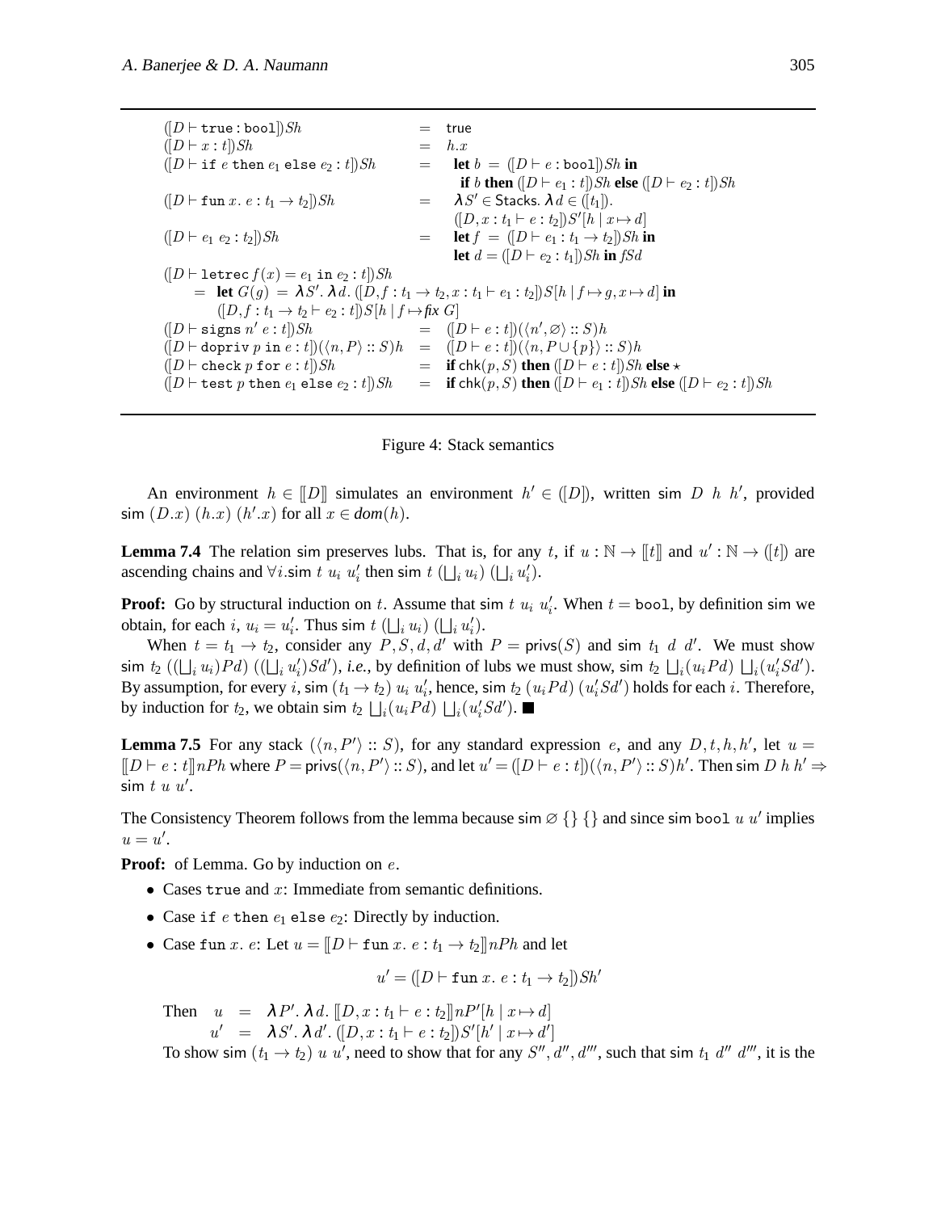$$
\begin{array}{lcl}
(\![D \vdash \mathtt{true} : \mathtt{bool}]\!) Sh & = & \mathsf{true} \\
(\![D \vdash x : t]\!) Sh & = & h.x \\
(\![D \vdash \mathtt{if}\ e\ \mathtt{then}\ e_1\ \mathtt{else}\ e_2 : t]\!) Sh & = & \mathbf{let}\ b\ =\ (\![D \vdash e : \mathtt{bool}]\!) Sh\ \mathbf{in} \\
 & & \quad \mathbf{if}\ b\ \mathbf{then}\ (\![D \vdash e_1 : t]\!) Sh\ \mathbf{else}\ (\![D \vdash e_2 : t]\!) Sh \\
(\![D \vdash \mathtt{fun}\ x.\ e : t_1 \to t_2]\!) Sh & = & \boldsymbol{\lambda} S' \in \mathsf{Stacks}.\ \boldsymbol{\lambda} d \in (\![t_1]\!). \\
 & & (\![D, x : t_1 \vdash e : t_2]\!) S'[h \mid x \mapsto d] \\
(\![D \vdash e_1\ e_2 : t_2]\!) Sh & = & \mathbf{let}\ f\ =\ (\![D \vdash e_1 : t_1 \to t_2]\!) Sh\ \mathbf{in} \\
 & & \mathbf{let}\ d = (\![D \vdash e_2 : t_1]\!) Sh\ \mathbf{in}\ fSd
\end{array}
$$

$$
\begin{array}{l}
(\![D \vdash \mathtt{letrec}\ f(x) = e_1\ \mathtt{in}\ e_2 : t]\!) Sh \\
\quad = \ \mathbf{let}\ G(g)\ =\ \boldsymbol{\lambda} S'.\ \boldsymbol{\lambda} d.\ (\![D, f : t_1 \to t_2, x : t_1 \vdash e_1 : t_2]\!) S[h \mid f \mapsto g, x \mapsto d]\ \mathbf{in} \\
\qquad\quad (\![D, f : t_1 \to t_2 \vdash e_2 : t]\!) S[h \mid f \mapsto \mathit{fix}\ G]
\end{array}
$$

$$
\begin{array}{lcl}
(\![D \vdash \mathtt{signs}\ n'\ e : t]\!) Sh & = & (\![D \vdash e : t]\!)(\langle n', \varnothing \rangle :: S) h \\
(\![D \vdash \mathtt{dopriv}\ p\ \mathtt{in}\ e : t]\!)(\langle n, P \rangle :: S) h & = & (\![D \vdash e : t]\!)(\langle n, P \cup \{p\} \rangle :: S) h \\
(\![D \vdash \mathtt{check}\ p\ \mathtt{for}\ e : t]\!) Sh & = & \mathbf{if}\ \mathsf{chk}(p, S)\ \mathbf{then}\ (\![D \vdash e : t]\!) Sh\ \mathbf{else}\ \star \\
(\![D \vdash \mathtt{test}\ p\ \mathtt{then}\ e_1\ \mathtt{else}\ e_2 : t]\!) Sh & = & \mathbf{if}\ \mathsf{chk}(p, S)\ \mathbf{then}\ (\![D \vdash e_1 : t]\!) Sh\ \mathbf{else}\ (\![D \vdash e_2 : t]\!) Sh
\end{array}
$$

Figure 4: Stack semantics

An environment $h \in [\![D]\!]$ simulates an environment $h' \in (\![D]\!)$, written $\mathsf{sim}\ D\ h\ h'$, provided $\mathsf{sim}\ (D.x)\ (h.x)\ (h'.x)$ for all $x \in \mathit{dom}(h)$.

**Lemma 7.4** The relation sim preserves lubs. That is, for any $t$, if $u : \mathbb{N} \to [\![t]\!]$ and $u' : \mathbb{N} \to (\![t]\!)$ are ascending chains and $\forall i. \mathsf{sim}\ t\ u_i\ u_i'$ then $\mathsf{sim}\ t\ (\bigsqcup_i u_i)\ (\bigsqcup_i u_i')$.

**Proof:** Go by structural induction on $t$. Assume that $\mathsf{sim}\ t\ u_i\ u_i'$. When $t = \mathtt{bool}$, by definition sim we obtain, for each $i$, $u_i = u_i'$. Thus $\mathsf{sim}\ t\ (\bigsqcup_i u_i)\ (\bigsqcup_i u_i')$.

When $t = t_1 \to t_2$, consider any $P, S, d, d'$ with $P = \mathsf{privs}(S)$ and $\mathsf{sim}\ t_1\ d\ d'$. We must show $\mathsf{sim}\ t_2\ ((\bigsqcup_i u_i) Pd)\ ((\bigsqcup_i u_i') Sd')$, *i.e.*, by definition of lubs we must show, $\mathsf{sim}\ t_2\ \bigsqcup_i (u_i Pd)\ \bigsqcup_i (u_i' Sd')$. By assumption, for every $i$, $\mathsf{sim}\ (t_1 \to t_2)\ u_i\ u_i'$, hence, $\mathsf{sim}\ t_2\ (u_i Pd)\ (u_i' Sd')$ holds for each $i$. Therefore, by induction for $t_2$, we obtain $\mathsf{sim}\ t_2\ \bigsqcup_i (u_i Pd)\ \bigsqcup_i (u_i' Sd')$. ■

**Lemma 7.5** For any stack $(\langle n, P' \rangle :: S)$, for any standard expression $e$, and any $D, t, h, h'$, let $u = [\![D \vdash e : t]\!] nPh$ where $P = \mathsf{privs}(\langle n, P' \rangle :: S)$, and let $u' = (\![D \vdash e : t]\!)(\langle n, P' \rangle :: S) h'$. Then $\mathsf{sim}\ D\ h\ h' \Rightarrow \mathsf{sim}\ t\ u\ u'$.

The Consistency Theorem follows from the lemma because $\mathsf{sim}\ \varnothing\ \{\}\ \{\}$ and since $\mathsf{sim}\ \mathtt{bool}\ u\ u'$ implies $u = u'$.

**Proof:** of Lemma. Go by induction on $e$.

- Cases $\mathtt{true}$ and $x$: Immediate from semantic definitions.
- Case $\mathtt{if}\ e\ \mathtt{then}\ e_1\ \mathtt{else}\ e_2$: Directly by induction.
- Case $\mathtt{fun}\ x.\ e$: Let $u = [\![D \vdash \mathtt{fun}\ x.\ e : t_1 \to t_2]\!] nPh$ and let

$$u' = (\![D \vdash \mathtt{fun}\ x.\ e : t_1 \to t_2]\!) Sh'$$

Then
$$
\begin{array}{lcl}
u & = & \boldsymbol{\lambda} P'.\ \boldsymbol{\lambda} d.\ [\![D, x : t_1 \vdash e : t_2]\!] nP'[h \mid x \mapsto d] \\
u' & = & \boldsymbol{\lambda} S'.\ \boldsymbol{\lambda} d'.\ (\![D, x : t_1 \vdash e : t_2]\!) S'[h' \mid x \mapsto d']
\end{array}
$$

To show $\mathsf{sim}\ (t_1 \to t_2)\ u\ u'$, need to show that for any $S'', d'', d'''$, such that $\mathsf{sim}\ t_1\ d''\ d'''$, it is the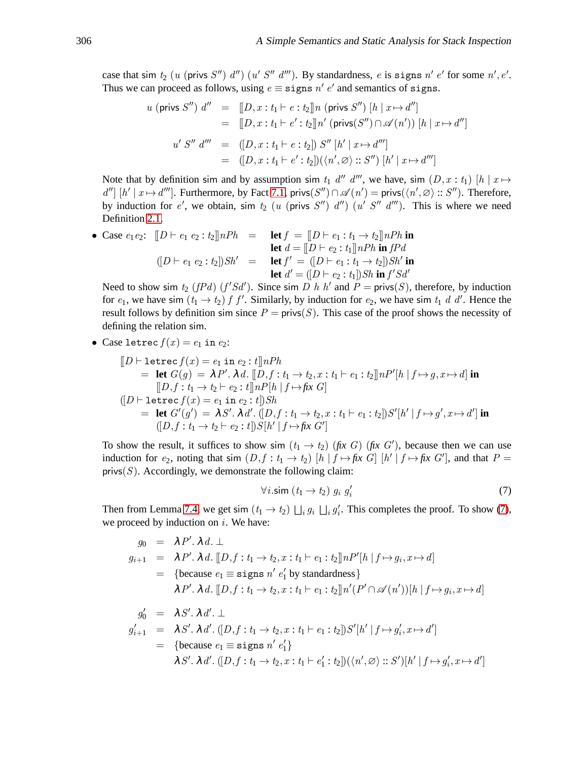case that sim $t_2$ $(u$ (privs $S'')$ $d'')$ $(u'$ $S''$ $d''')$. By standardness, $e$ is `signs` $n'$ $e'$ for some $n', e'$. Thus we can proceed as follows, using $e \equiv$ `signs` $n'$ $e'$ and semantics of `signs`.

$$
\begin{aligned}
u\ (\mathsf{privs}\ S'')\ d'' &= [\![D, x : t_1 \vdash e : t_2]\!] n\ (\mathsf{privs}\ S'')\ [h \mid x \mapsto d''] \\
&= [\![D, x : t_1 \vdash e' : t_2]\!] n'\ (\mathsf{privs}(S'') \cap \mathscr{A}(n'))\ [h \mid x \mapsto d''] \\
u'\ S''\ d''' &= ([D, x : t_1 \vdash e : t_2])\ S''\ [h' \mid x \mapsto d'''] \\
&= ([D, x : t_1 \vdash e' : t_2])(\langle n', \varnothing \rangle :: S'')\ [h' \mid x \mapsto d''']
\end{aligned}
$$

Note that by definition sim and by assumption sim $t_1$ $d''$ $d'''$, we have, sim $(D, x : t_1)$ $[h \mid x \mapsto d'']$ $[h' \mid x \mapsto d''']$. Furthermore, by Fact 7.1, $\mathsf{privs}(S'') \cap \mathscr{A}(n') = \mathsf{privs}(\langle n', \varnothing \rangle :: S'')$. Therefore, by induction for $e'$, we obtain, sim $t_2$ $(u$ (privs $S'')$ $d'')$ $(u'$ $S''$ $d''')$. This is where we need Definition 2.1.

- Case $e_1 e_2$:

$$
\begin{aligned}
[\![D \vdash e_1\ e_2 : t_2]\!] nPh &= \textbf{let } f = [\![D \vdash e_1 : t_1 \to t_2]\!] nPh \textbf{ in} \\
&\phantom{=}\ \textbf{let } d = [\![D \vdash e_2 : t_1]\!] nPh \textbf{ in } fPd \\
([D \vdash e_1\ e_2 : t_2]) Sh' &= \textbf{let } f' = ([D \vdash e_1 : t_1 \to t_2]) Sh' \textbf{ in} \\
&\phantom{=}\ \textbf{let } d' = ([D \vdash e_2 : t_1]) Sh \textbf{ in } f' S d'
\end{aligned}
$$

Need to show sim $t_2$ $(fPd)$ $(f'Sd')$. Since sim $D$ $h$ $h'$ and $P = \mathsf{privs}(S)$, therefore, by induction for $e_1$, we have sim $(t_1 \to t_2)$ $f$ $f'$. Similarly, by induction for $e_2$, we have sim $t_1$ $d$ $d'$. Hence the result follows by definition sim since $P = \mathsf{privs}(S)$. This case of the proof shows the necessity of defining the relation sim.

- Case `letrec` $f(x) = e_1$ `in` $e_2$:

$$
\begin{aligned}
&[\![D \vdash \texttt{letrec}\ f(x) = e_1\ \texttt{in}\ e_2 : t]\!] nPh \\
&\quad = \textbf{let } G(g) = \boldsymbol{\lambda} P'.\, \boldsymbol{\lambda} d.\, [\![D, f : t_1 \to t_2, x : t_1 \vdash e_1 : t_2]\!] nP'[h \mid f \mapsto g, x \mapsto d] \textbf{ in} \\
&\qquad [\![D, f : t_1 \to t_2 \vdash e_2 : t]\!] nP[h \mid f \mapsto \mathit{fix}\ G] \\
&([D \vdash \texttt{letrec}\ f(x) = e_1\ \texttt{in}\ e_2 : t]) Sh \\
&\quad = \textbf{let } G'(g') = \boldsymbol{\lambda} S'.\, \boldsymbol{\lambda} d'.\, ([D, f : t_1 \to t_2, x : t_1 \vdash e_1 : t_2]) S'[h' \mid f \mapsto g', x \mapsto d'] \textbf{ in} \\
&\qquad ([D, f : t_1 \to t_2 \vdash e_2 : t]) S[h' \mid f \mapsto \mathit{fix}\ G']
\end{aligned}
$$

To show the result, it suffices to show sim $(t_1 \to t_2)$ $(\mathit{fix}\ G)$ $(\mathit{fix}\ G')$, because then we can use induction for $e_2$, noting that sim $(D, f : t_1 \to t_2)$ $[h \mid f \mapsto \mathit{fix}\ G]$ $[h' \mid f \mapsto \mathit{fix}\ G']$, and that $P = \mathsf{privs}(S)$. Accordingly, we demonstrate the following claim:

$$
\forall i. \mathsf{sim}\ (t_1 \to t_2)\ g_i\ g'_i \tag{7}
$$

Then from Lemma 7.4 we get sim $(t_1 \to t_2)$ $\bigsqcup_i g_i$ $\bigsqcup_i g'_i$. This completes the proof. To show (7), we proceed by induction on $i$. We have:

$$
\begin{aligned}
g_0 &= \boldsymbol{\lambda} P'.\, \boldsymbol{\lambda} d.\, \bot \\
g_{i+1} &= \boldsymbol{\lambda} P'.\, \boldsymbol{\lambda} d.\, [\![D, f : t_1 \to t_2, x : t_1 \vdash e_1 : t_2]\!] nP'[h \mid f \mapsto g_i, x \mapsto d] \\
&= \{\text{because } e_1 \equiv \texttt{signs}\ n'\ e'_1 \text{ by standardness}\} \\
&\phantom{=}\ \boldsymbol{\lambda} P'.\, \boldsymbol{\lambda} d.\, [\![D, f : t_1 \to t_2, x : t_1 \vdash e_1 : t_2]\!] n'(P' \cap \mathscr{A}(n'))[h \mid f \mapsto g_i, x \mapsto d]
\end{aligned}
$$

$$
\begin{aligned}
g'_0 &= \boldsymbol{\lambda} S'.\, \boldsymbol{\lambda} d'.\, \bot \\
g'_{i+1} &= \boldsymbol{\lambda} S'.\, \boldsymbol{\lambda} d'.\, ([D, f : t_1 \to t_2, x : t_1 \vdash e_1 : t_2]) S'[h' \mid f \mapsto g'_i, x \mapsto d'] \\
&= \{\text{because } e_1 \equiv \texttt{signs}\ n'\ e'_1\} \\
&\phantom{=}\ \boldsymbol{\lambda} S'.\, \boldsymbol{\lambda} d'.\, ([D, f : t_1 \to t_2, x : t_1 \vdash e'_1 : t_2])(\langle n', \varnothing \rangle :: S')[h' \mid f \mapsto g'_i, x \mapsto d']
\end{aligned}
$$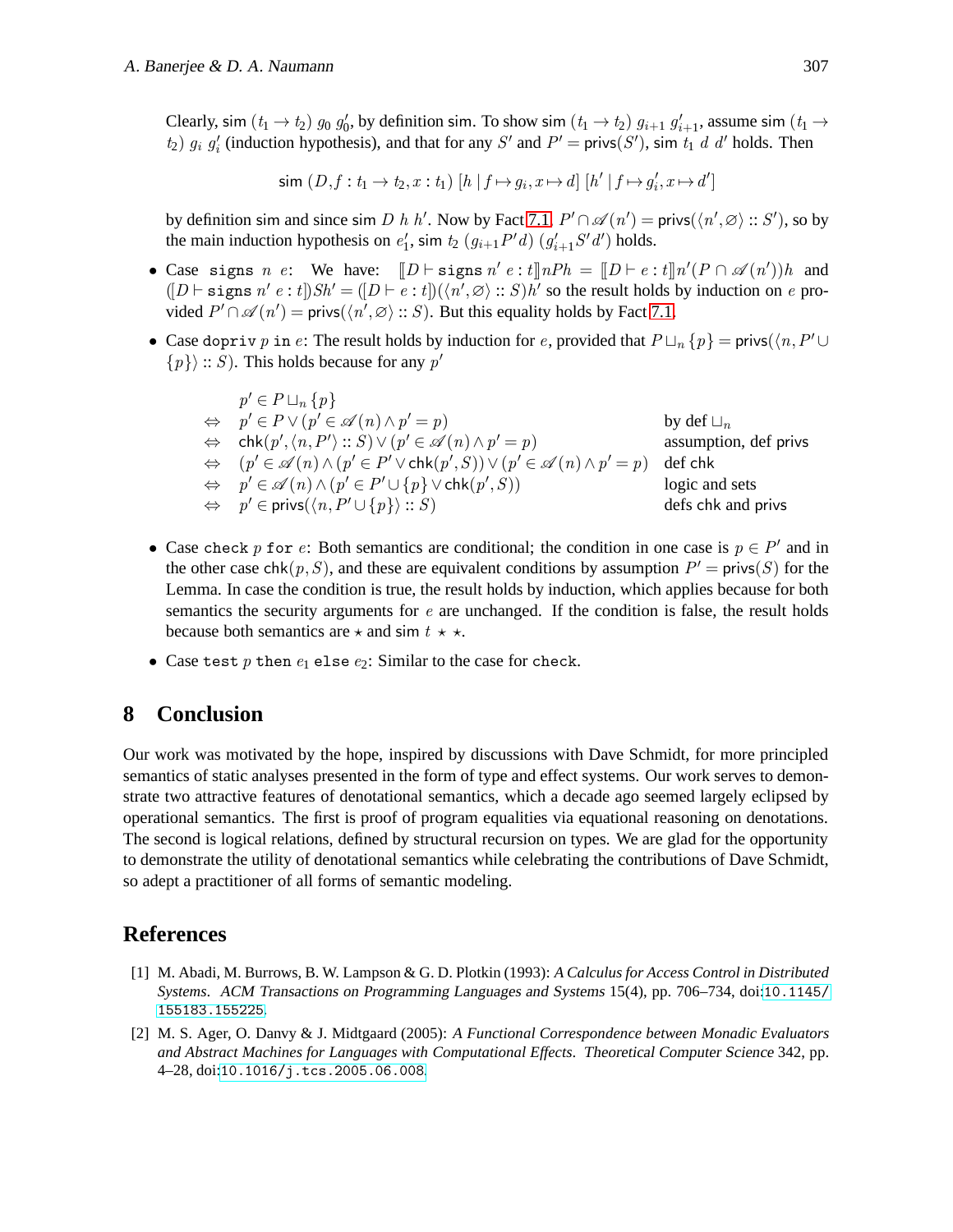Clearly, $\mathsf{sim}\ (t_1 \to t_2)\ g_0\ g'_0$, by definition sim. To show $\mathsf{sim}\ (t_1 \to t_2)\ g_{i+1}\ g'_{i+1}$, assume $\mathsf{sim}\ (t_1 \to t_2)\ g_i\ g'_i$ (induction hypothesis), and that for any $S'$ and $P' = \mathsf{privs}(S')$, $\mathsf{sim}\ t_1\ d\ d'$ holds. Then

$$\mathsf{sim}\ (D, f : t_1 \to t_2, x : t_1)\ [h \mid f \mapsto g_i, x \mapsto d]\ [h' \mid f \mapsto g'_i, x \mapsto d']$$

by definition sim and since $\mathsf{sim}\ D\ h\ h'$. Now by Fact 7.1, $P' \cap \mathscr{A}(n') = \mathsf{privs}(\langle n', \varnothing\rangle :: S')$, so by the main induction hypothesis on $e'_1$, $\mathsf{sim}\ t_2\ (g_{i+1} P' d)\ (g'_{i+1} S' d')$ holds.

- Case `signs` $n$ $e$: We have: $[\![D \vdash \mathtt{signs}\ n'\ e : t]\!] nPh = [\![D \vdash e : t]\!] n'(P \cap \mathscr{A}(n'))h$ and $([D \vdash \mathtt{signs}\ n'\ e : t])Sh' = ([D \vdash e : t])(\langle n', \varnothing\rangle :: S)h'$ so the result holds by induction on $e$ provided $P' \cap \mathscr{A}(n') = \mathsf{privs}(\langle n', \varnothing\rangle :: S)$. But this equality holds by Fact 7.1.
- Case `dopriv` $p$ `in` $e$: The result holds by induction for $e$, provided that $P \sqcup_n \{p\} = \mathsf{privs}(\langle n, P' \cup \{p\}\rangle :: S)$. This holds because for any $p'$

$$\begin{array}{lll}
& p' \in P \sqcup_n \{p\} & \\
\Leftrightarrow & p' \in P \vee (p' \in \mathscr{A}(n) \wedge p' = p) & \text{by def } \sqcup_n \\
\Leftrightarrow & \mathsf{chk}(p', \langle n, P'\rangle :: S) \vee (p' \in \mathscr{A}(n) \wedge p' = p) & \text{assumption, def privs} \\
\Leftrightarrow & (p' \in \mathscr{A}(n) \wedge (p' \in P' \vee \mathsf{chk}(p', S)) \vee (p' \in \mathscr{A}(n) \wedge p' = p) & \text{def chk} \\
\Leftrightarrow & p' \in \mathscr{A}(n) \wedge (p' \in P' \cup \{p\} \vee \mathsf{chk}(p', S)) & \text{logic and sets} \\
\Leftrightarrow & p' \in \mathsf{privs}(\langle n, P' \cup \{p\}\rangle :: S) & \text{defs chk and privs}
\end{array}$$

- Case `check` $p$ `for` $e$: Both semantics are conditional; the condition in one case is $p \in P'$ and in the other case $\mathsf{chk}(p, S)$, and these are equivalent conditions by assumption $P' = \mathsf{privs}(S)$ for the Lemma. In case the condition is true, the result holds by induction, which applies because for both semantics the security arguments for $e$ are unchanged. If the condition is false, the result holds because both semantics are $\star$ and $\mathsf{sim}\ t\ \star\ \star$.
- Case `test` $p$ `then` $e_1$ `else` $e_2$: Similar to the case for `check`.

## 8 Conclusion

Our work was motivated by the hope, inspired by discussions with Dave Schmidt, for more principled semantics of static analyses presented in the form of type and effect systems. Our work serves to demonstrate two attractive features of denotational semantics, which a decade ago seemed largely eclipsed by operational semantics. The first is proof of program equalities via equational reasoning on denotations. The second is logical relations, defined by structural recursion on types. We are glad for the opportunity to demonstrate the utility of denotational semantics while celebrating the contributions of Dave Schmidt, so adept a practitioner of all forms of semantic modeling.

## References

[1] M. Abadi, M. Burrows, B. W. Lampson & G. D. Plotkin (1993): *A Calculus for Access Control in Distributed Systems*. *ACM Transactions on Programming Languages and Systems* 15(4), pp. 706–734, doi:10.1145/155183.155225.

[2] M. S. Ager, O. Danvy & J. Midtgaard (2005): *A Functional Correspondence between Monadic Evaluators and Abstract Machines for Languages with Computational Effects*. *Theoretical Computer Science* 342, pp. 4–28, doi:10.1016/j.tcs.2005.06.008.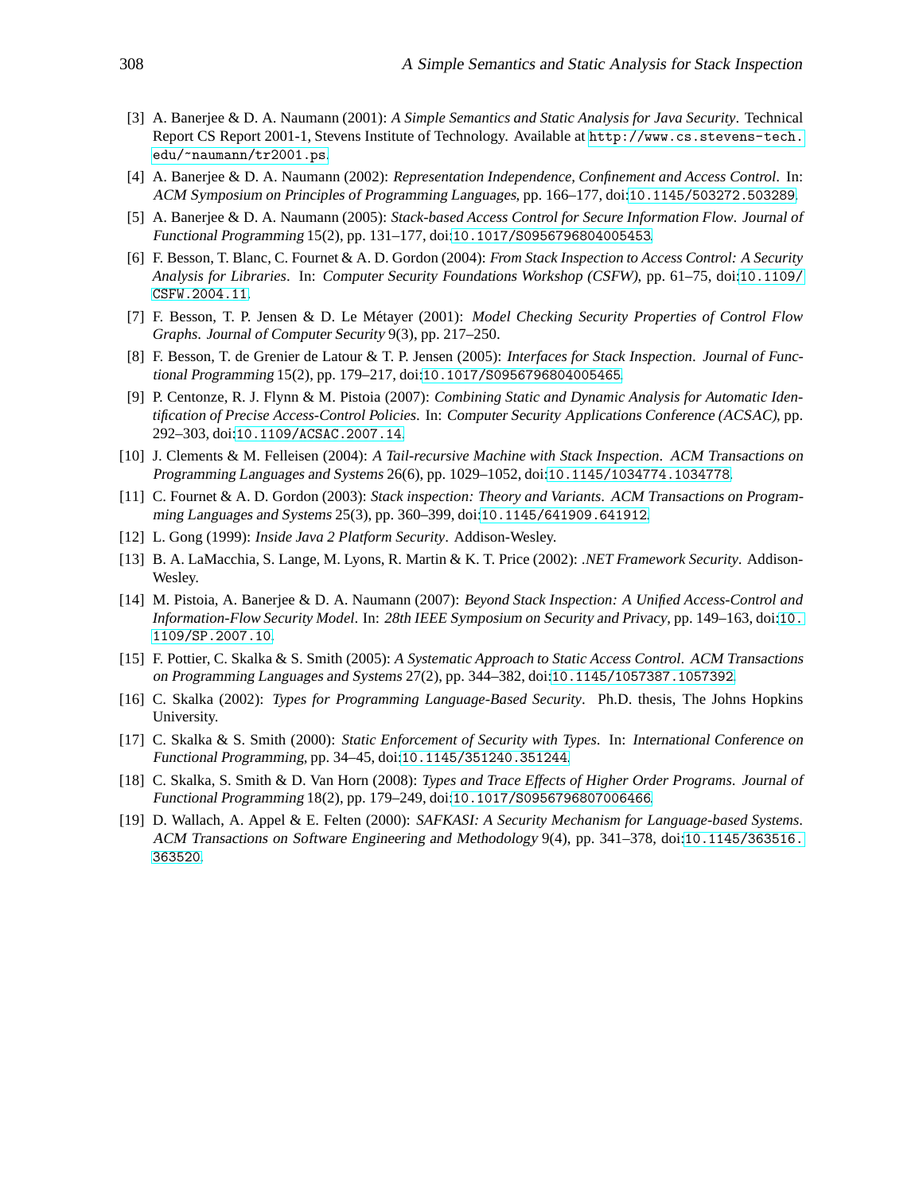[3] A. Banerjee & D. A. Naumann (2001): *A Simple Semantics and Static Analysis for Java Security*. Technical Report CS Report 2001-1, Stevens Institute of Technology. Available at `http://www.cs.stevens-tech.edu/~naumann/tr2001.ps`.

[4] A. Banerjee & D. A. Naumann (2002): *Representation Independence, Confinement and Access Control*. In: *ACM Symposium on Principles of Programming Languages*, pp. 166–177, doi:`10.1145/503272.503289`.

[5] A. Banerjee & D. A. Naumann (2005): *Stack-based Access Control for Secure Information Flow*. *Journal of Functional Programming* 15(2), pp. 131–177, doi:`10.1017/S0956796804005453`.

[6] F. Besson, T. Blanc, C. Fournet & A. D. Gordon (2004): *From Stack Inspection to Access Control: A Security Analysis for Libraries*. In: *Computer Security Foundations Workshop (CSFW)*, pp. 61–75, doi:`10.1109/CSFW.2004.11`.

[7] F. Besson, T. P. Jensen & D. Le Métayer (2001): *Model Checking Security Properties of Control Flow Graphs*. *Journal of Computer Security* 9(3), pp. 217–250.

[8] F. Besson, T. de Grenier de Latour & T. P. Jensen (2005): *Interfaces for Stack Inspection*. *Journal of Functional Programming* 15(2), pp. 179–217, doi:`10.1017/S0956796804005465`.

[9] P. Centonze, R. J. Flynn & M. Pistoia (2007): *Combining Static and Dynamic Analysis for Automatic Identification of Precise Access-Control Policies*. In: *Computer Security Applications Conference (ACSAC)*, pp. 292–303, doi:`10.1109/ACSAC.2007.14`.

[10] J. Clements & M. Felleisen (2004): *A Tail-recursive Machine with Stack Inspection*. *ACM Transactions on Programming Languages and Systems* 26(6), pp. 1029–1052, doi:`10.1145/1034774.1034778`.

[11] C. Fournet & A. D. Gordon (2003): *Stack inspection: Theory and Variants*. *ACM Transactions on Programming Languages and Systems* 25(3), pp. 360–399, doi:`10.1145/641909.641912`.

[12] L. Gong (1999): *Inside Java 2 Platform Security*. Addison-Wesley.

[13] B. A. LaMacchia, S. Lange, M. Lyons, R. Martin & K. T. Price (2002): *.NET Framework Security*. Addison-Wesley.

[14] M. Pistoia, A. Banerjee & D. A. Naumann (2007): *Beyond Stack Inspection: A Unified Access-Control and Information-Flow Security Model*. In: *28th IEEE Symposium on Security and Privacy*, pp. 149–163, doi:`10.1109/SP.2007.10`.

[15] F. Pottier, C. Skalka & S. Smith (2005): *A Systematic Approach to Static Access Control*. *ACM Transactions on Programming Languages and Systems* 27(2), pp. 344–382, doi:`10.1145/1057387.1057392`.

[16] C. Skalka (2002): *Types for Programming Language-Based Security*. Ph.D. thesis, The Johns Hopkins University.

[17] C. Skalka & S. Smith (2000): *Static Enforcement of Security with Types*. In: *International Conference on Functional Programming*, pp. 34–45, doi:`10.1145/351240.351244`.

[18] C. Skalka, S. Smith & D. Van Horn (2008): *Types and Trace Effects of Higher Order Programs*. *Journal of Functional Programming* 18(2), pp. 179–249, doi:`10.1017/S0956796807006466`.

[19] D. Wallach, A. Appel & E. Felten (2000): *SAFKASI: A Security Mechanism for Language-based Systems*. *ACM Transactions on Software Engineering and Methodology* 9(4), pp. 341–378, doi:`10.1145/363516.363520`.